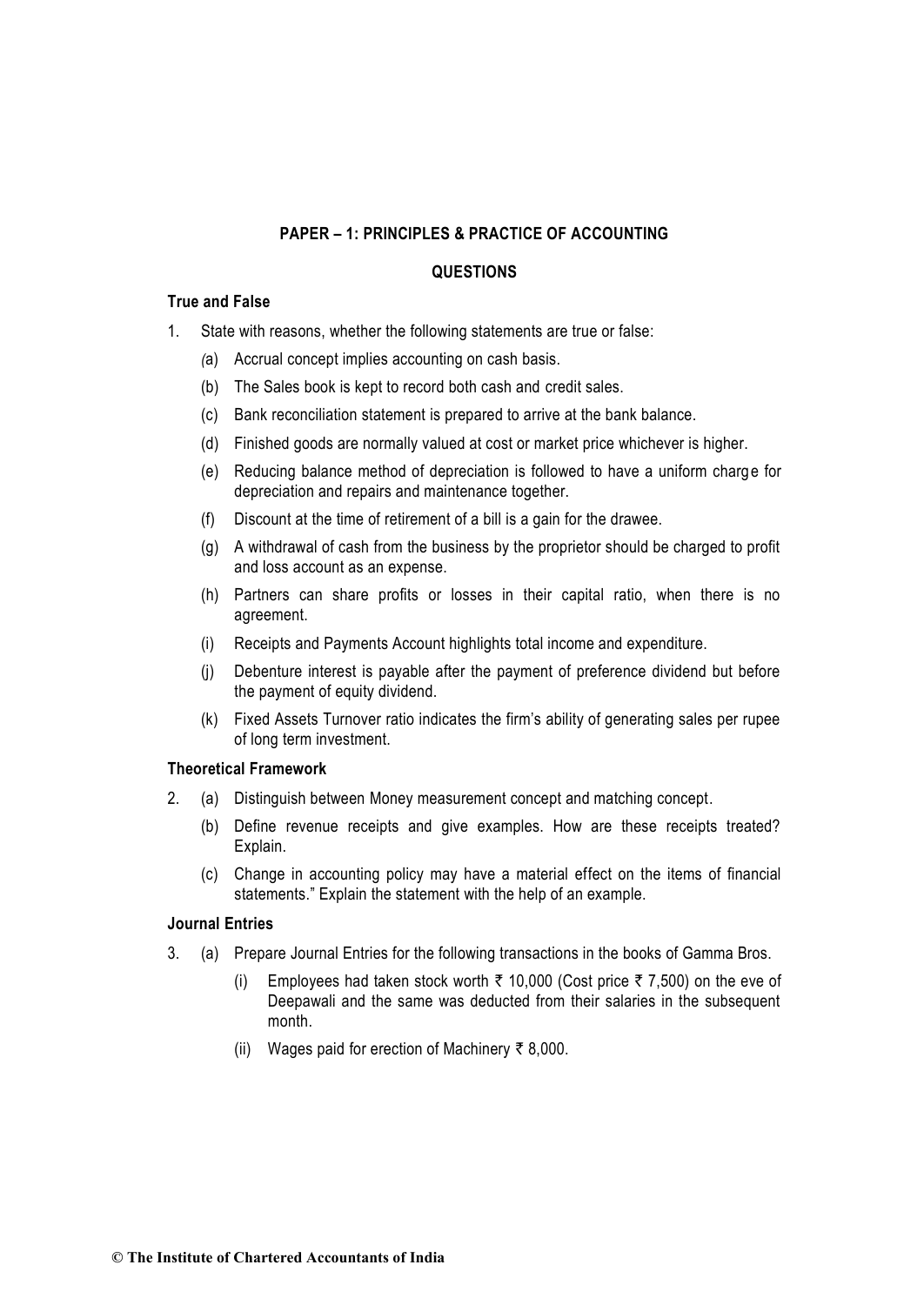# PAPER – 1: PRINCIPLES & PRACTICE OF ACCOUNTING

## QUESTIONS

### True and False

1. State with reasons, whether the following statements are true or false:

   (a) Accrual concept implies accounting on cash basis.

   (b) The Sales book is kept to record both cash and credit sales.

   (c) Bank reconciliation statement is prepared to arrive at the bank balance.

   (d) Finished goods are normally valued at cost or market price whichever is higher.

   (e) Reducing balance method of depreciation is followed to have a uniform charge for depreciation and repairs and maintenance together.

   (f) Discount at the time of retirement of a bill is a gain for the drawee.

   (g) A withdrawal of cash from the business by the proprietor should be charged to profit and loss account as an expense.

   (h) Partners can share profits or losses in their capital ratio, when there is no agreement.

   (i) Receipts and Payments Account highlights total income and expenditure.

   (j) Debenture interest is payable after the payment of preference dividend but before the payment of equity dividend.

   (k) Fixed Assets Turnover ratio indicates the firm's ability of generating sales per rupee of long term investment.

### Theoretical Framework

2. (a) Distinguish between Money measurement concept and matching concept.

   (b) Define revenue receipts and give examples. How are these receipts treated? Explain.

   (c) Change in accounting policy may have a material effect on the items of financial statements." Explain the statement with the help of an example.

### Journal Entries

3. (a) Prepare Journal Entries for the following transactions in the books of Gamma Bros.

   (i) Employees had taken stock worth ₹ 10,000 (Cost price ₹ 7,500) on the eve of Deepawali and the same was deducted from their salaries in the subsequent month.

   (ii) Wages paid for erection of Machinery ₹ 8,000.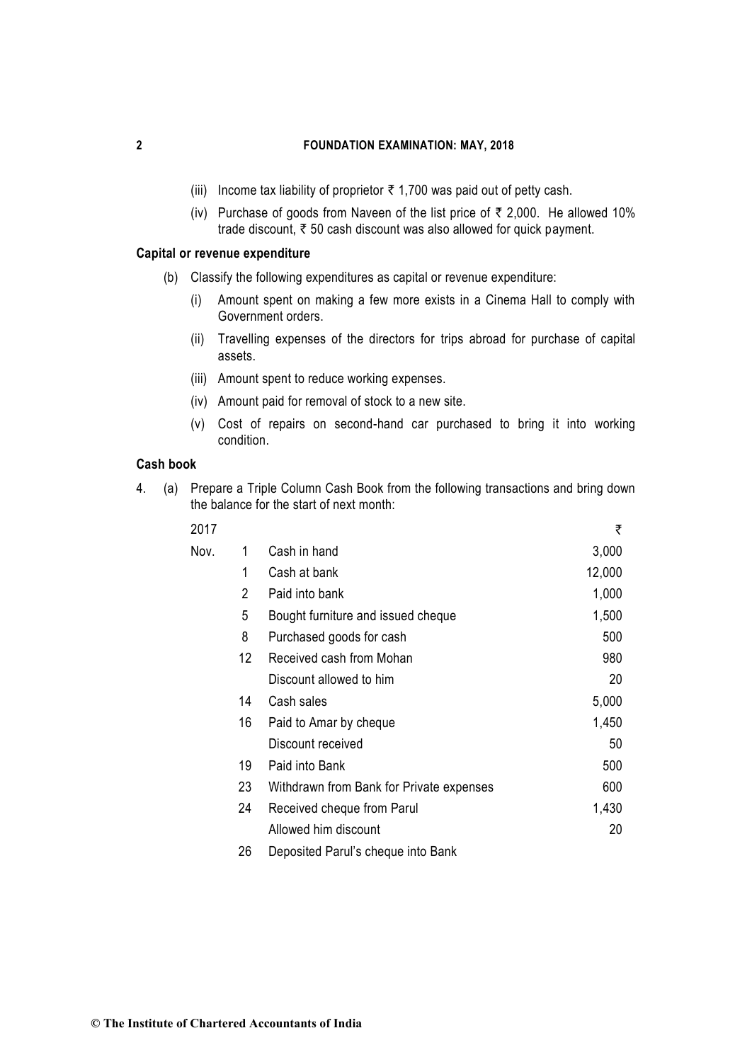(iii) Income tax liability of proprietor ₹ 1,700 was paid out of petty cash.

(iv) Purchase of goods from Naveen of the list price of ₹ 2,000. He allowed 10% trade discount, ₹ 50 cash discount was also allowed for quick payment.

**Capital or revenue expenditure**

(b) Classify the following expenditures as capital or revenue expenditure:

(i) Amount spent on making a few more exists in a Cinema Hall to comply with Government orders.

(ii) Travelling expenses of the directors for trips abroad for purchase of capital assets.

(iii) Amount spent to reduce working expenses.

(iv) Amount paid for removal of stock to a new site.

(v) Cost of repairs on second-hand car purchased to bring it into working condition.

**Cash book**

4. (a) Prepare a Triple Column Cash Book from the following transactions and bring down the balance for the start of next month:

| 2017 | | | ₹ |
|---|---|---|---|
| Nov. | 1 | Cash in hand | 3,000 |
| | 1 | Cash at bank | 12,000 |
| | 2 | Paid into bank | 1,000 |
| | 5 | Bought furniture and issued cheque | 1,500 |
| | 8 | Purchased goods for cash | 500 |
| | 12 | Received cash from Mohan | 980 |
| | | Discount allowed to him | 20 |
| | 14 | Cash sales | 5,000 |
| | 16 | Paid to Amar by cheque | 1,450 |
| | | Discount received | 50 |
| | 19 | Paid into Bank | 500 |
| | 23 | Withdrawn from Bank for Private expenses | 600 |
| | 24 | Received cheque from Parul | 1,430 |
| | | Allowed him discount | 20 |
| | 26 | Deposited Parul's cheque into Bank | |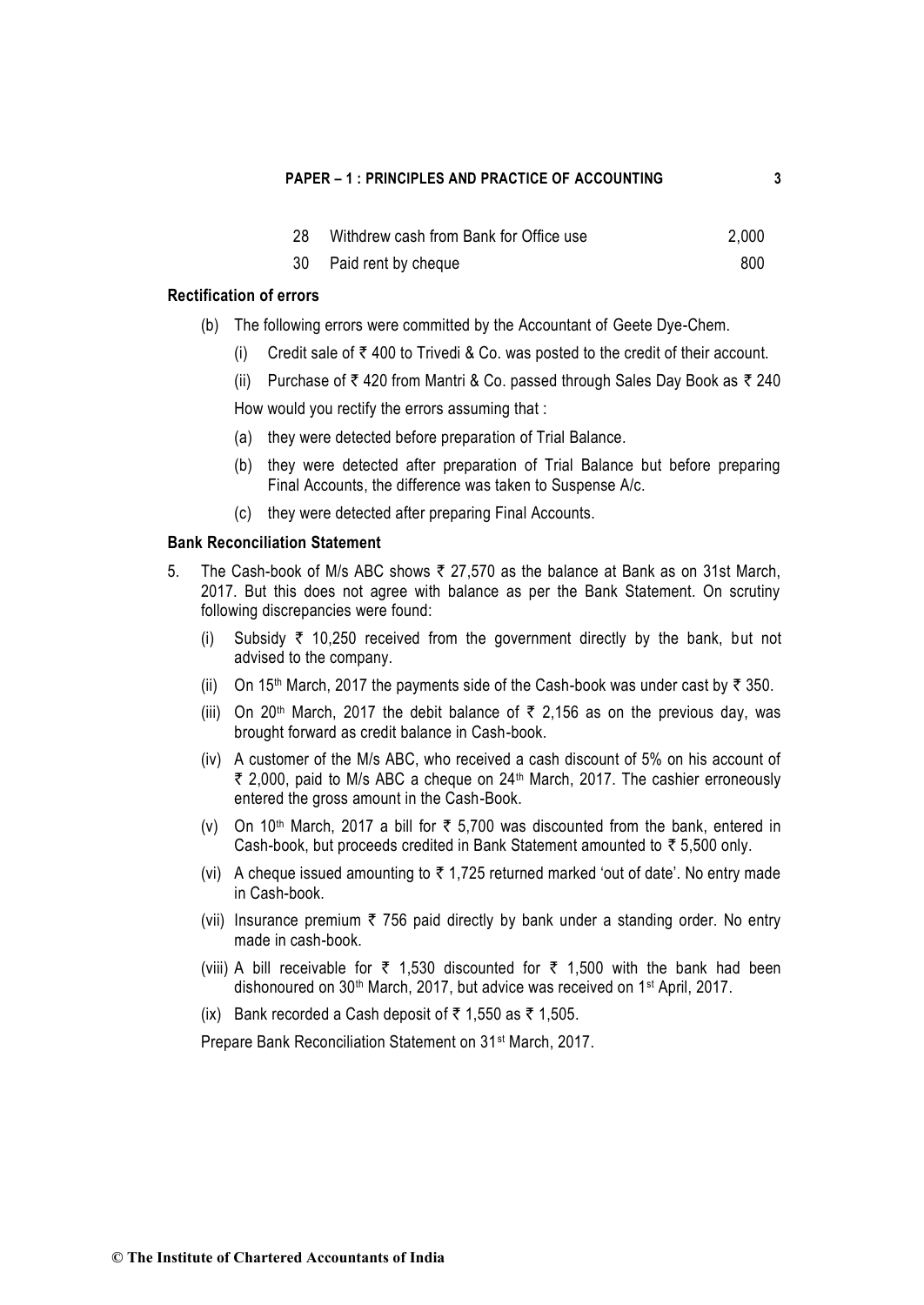| | | |
|---|---|---|
| 28 | Withdrew cash from Bank for Office use | 2,000 |
| 30 | Paid rent by cheque | 800 |

**Rectification of errors**

(b) The following errors were committed by the Accountant of Geete Dye-Chem.

(i) Credit sale of ₹ 400 to Trivedi & Co. was posted to the credit of their account.

(ii) Purchase of ₹ 420 from Mantri & Co. passed through Sales Day Book as ₹ 240

How would you rectify the errors assuming that :

(a) they were detected before preparation of Trial Balance.

(b) they were detected after preparation of Trial Balance but before preparing Final Accounts, the difference was taken to Suspense A/c.

(c) they were detected after preparing Final Accounts.

**Bank Reconciliation Statement**

5. The Cash-book of M/s ABC shows ₹ 27,570 as the balance at Bank as on 31st March, 2017. But this does not agree with balance as per the Bank Statement. On scrutiny following discrepancies were found:

(i) Subsidy ₹ 10,250 received from the government directly by the bank, but not advised to the company.

(ii) On 15th March, 2017 the payments side of the Cash-book was under cast by ₹ 350.

(iii) On 20th March, 2017 the debit balance of ₹ 2,156 as on the previous day, was brought forward as credit balance in Cash-book.

(iv) A customer of the M/s ABC, who received a cash discount of 5% on his account of ₹ 2,000, paid to M/s ABC a cheque on 24th March, 2017. The cashier erroneously entered the gross amount in the Cash-Book.

(v) On 10th March, 2017 a bill for ₹ 5,700 was discounted from the bank, entered in Cash-book, but proceeds credited in Bank Statement amounted to ₹ 5,500 only.

(vi) A cheque issued amounting to ₹ 1,725 returned marked 'out of date'. No entry made in Cash-book.

(vii) Insurance premium ₹ 756 paid directly by bank under a standing order. No entry made in cash-book.

(viii) A bill receivable for ₹ 1,530 discounted for ₹ 1,500 with the bank had been dishonoured on 30th March, 2017, but advice was received on 1st April, 2017.

(ix) Bank recorded a Cash deposit of ₹ 1,550 as ₹ 1,505.

Prepare Bank Reconciliation Statement on 31st March, 2017.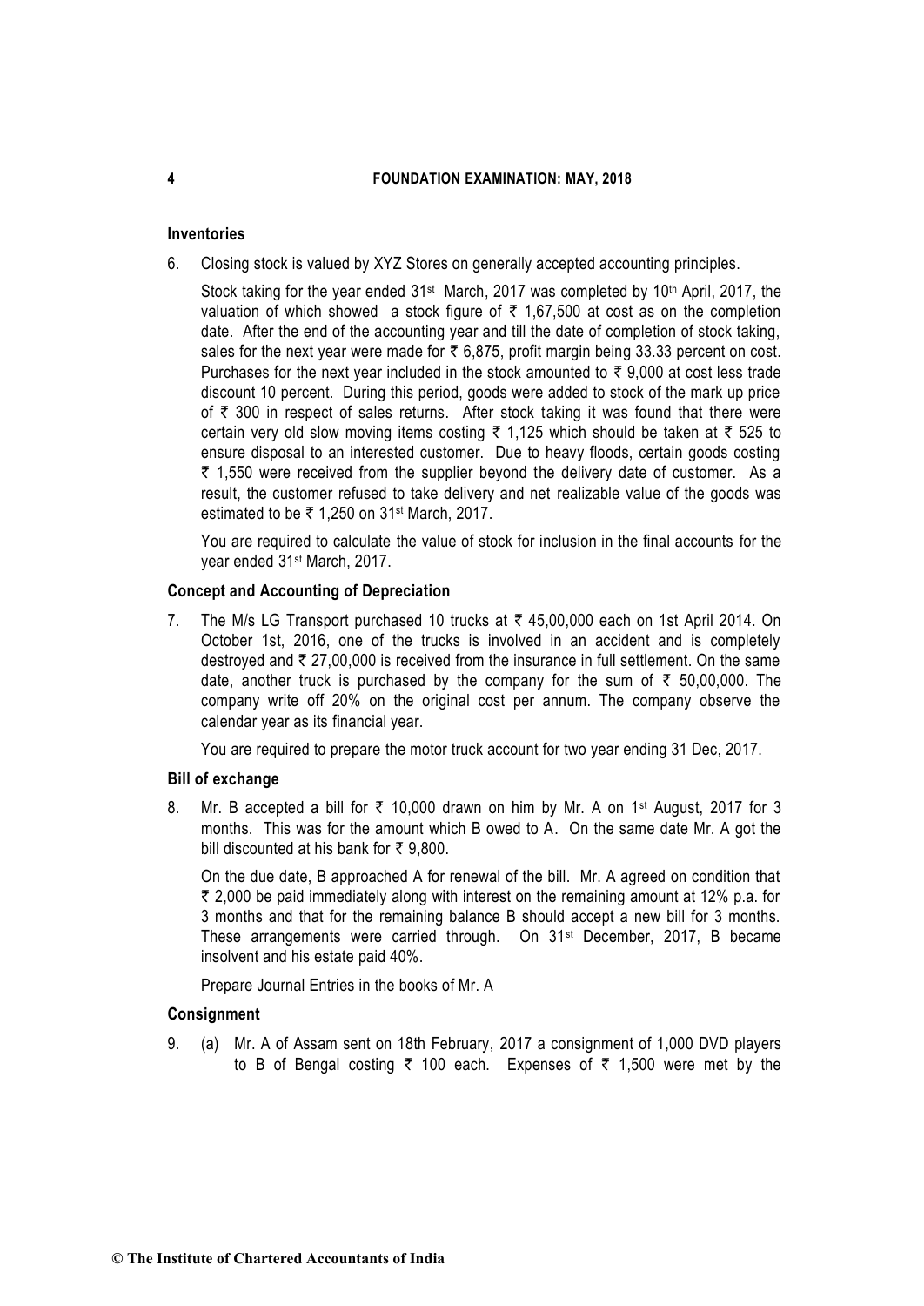### Inventories

6. Closing stock is valued by XYZ Stores on generally accepted accounting principles.

   Stock taking for the year ended 31st March, 2017 was completed by 10th April, 2017, the valuation of which showed a stock figure of ₹ 1,67,500 at cost as on the completion date. After the end of the accounting year and till the date of completion of stock taking, sales for the next year were made for ₹ 6,875, profit margin being 33.33 percent on cost. Purchases for the next year included in the stock amounted to ₹ 9,000 at cost less trade discount 10 percent. During this period, goods were added to stock of the mark up price of ₹ 300 in respect of sales returns. After stock taking it was found that there were certain very old slow moving items costing ₹ 1,125 which should be taken at ₹ 525 to ensure disposal to an interested customer. Due to heavy floods, certain goods costing ₹ 1,550 were received from the supplier beyond the delivery date of customer. As a result, the customer refused to take delivery and net realizable value of the goods was estimated to be ₹ 1,250 on 31st March, 2017.

   You are required to calculate the value of stock for inclusion in the final accounts for the year ended 31st March, 2017.

### Concept and Accounting of Depreciation

7. The M/s LG Transport purchased 10 trucks at ₹ 45,00,000 each on 1st April 2014. On October 1st, 2016, one of the trucks is involved in an accident and is completely destroyed and ₹ 27,00,000 is received from the insurance in full settlement. On the same date, another truck is purchased by the company for the sum of ₹ 50,00,000. The company write off 20% on the original cost per annum. The company observe the calendar year as its financial year.

   You are required to prepare the motor truck account for two year ending 31 Dec, 2017.

### Bill of exchange

8. Mr. B accepted a bill for ₹ 10,000 drawn on him by Mr. A on 1st August, 2017 for 3 months. This was for the amount which B owed to A. On the same date Mr. A got the bill discounted at his bank for ₹ 9,800.

   On the due date, B approached A for renewal of the bill. Mr. A agreed on condition that ₹ 2,000 be paid immediately along with interest on the remaining amount at 12% p.a. for 3 months and that for the remaining balance B should accept a new bill for 3 months. These arrangements were carried through. On 31st December, 2017, B became insolvent and his estate paid 40%.

   Prepare Journal Entries in the books of Mr. A

### Consignment

9. (a) Mr. A of Assam sent on 18th February, 2017 a consignment of 1,000 DVD players to B of Bengal costing ₹ 100 each. Expenses of ₹ 1,500 were met by the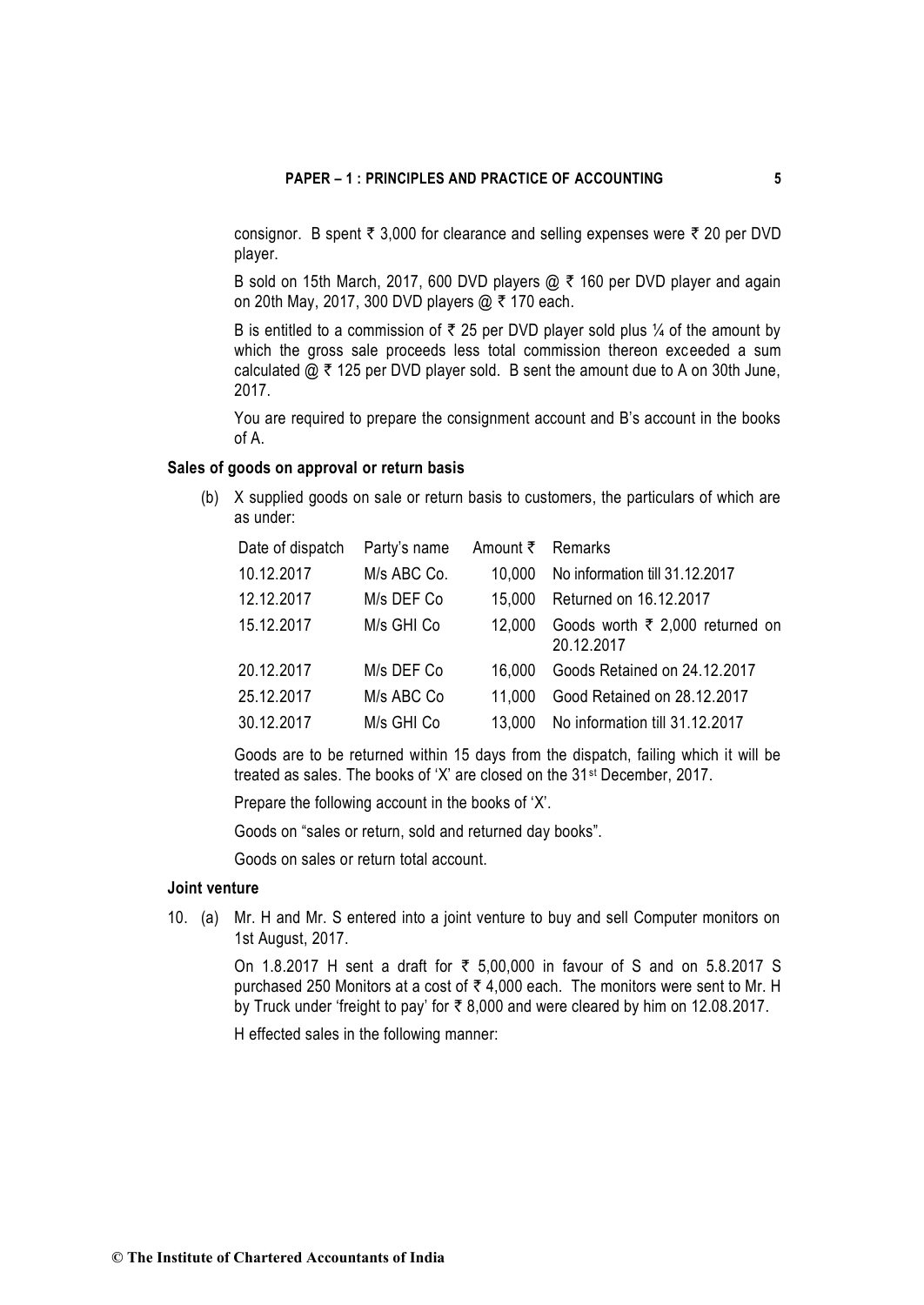consignor. B spent ₹ 3,000 for clearance and selling expenses were ₹ 20 per DVD player.

B sold on 15th March, 2017, 600 DVD players @ ₹ 160 per DVD player and again on 20th May, 2017, 300 DVD players @ ₹ 170 each.

B is entitled to a commission of ₹ 25 per DVD player sold plus ¼ of the amount by which the gross sale proceeds less total commission thereon exceeded a sum calculated @ ₹ 125 per DVD player sold. B sent the amount due to A on 30th June, 2017.

You are required to prepare the consignment account and B's account in the books of A.

**Sales of goods on approval or return basis**

(b) X supplied goods on sale or return basis to customers, the particulars of which are as under:

| Date of dispatch | Party's name | Amount ₹ | Remarks |
|---|---|---|---|
| 10.12.2017 | M/s ABC Co. | 10,000 | No information till 31.12.2017 |
| 12.12.2017 | M/s DEF Co | 15,000 | Returned on 16.12.2017 |
| 15.12.2017 | M/s GHI Co | 12,000 | Goods worth ₹ 2,000 returned on 20.12.2017 |
| 20.12.2017 | M/s DEF Co | 16,000 | Goods Retained on 24.12.2017 |
| 25.12.2017 | M/s ABC Co | 11,000 | Good Retained on 28.12.2017 |
| 30.12.2017 | M/s GHI Co | 13,000 | No information till 31.12.2017 |

Goods are to be returned within 15 days from the dispatch, failing which it will be treated as sales. The books of 'X' are closed on the 31st December, 2017.

Prepare the following account in the books of 'X'.

Goods on "sales or return, sold and returned day books".

Goods on sales or return total account.

**Joint venture**

10. (a) Mr. H and Mr. S entered into a joint venture to buy and sell Computer monitors on 1st August, 2017.

On 1.8.2017 H sent a draft for ₹ 5,00,000 in favour of S and on 5.8.2017 S purchased 250 Monitors at a cost of ₹ 4,000 each. The monitors were sent to Mr. H by Truck under 'freight to pay' for ₹ 8,000 and were cleared by him on 12.08.2017.

H effected sales in the following manner: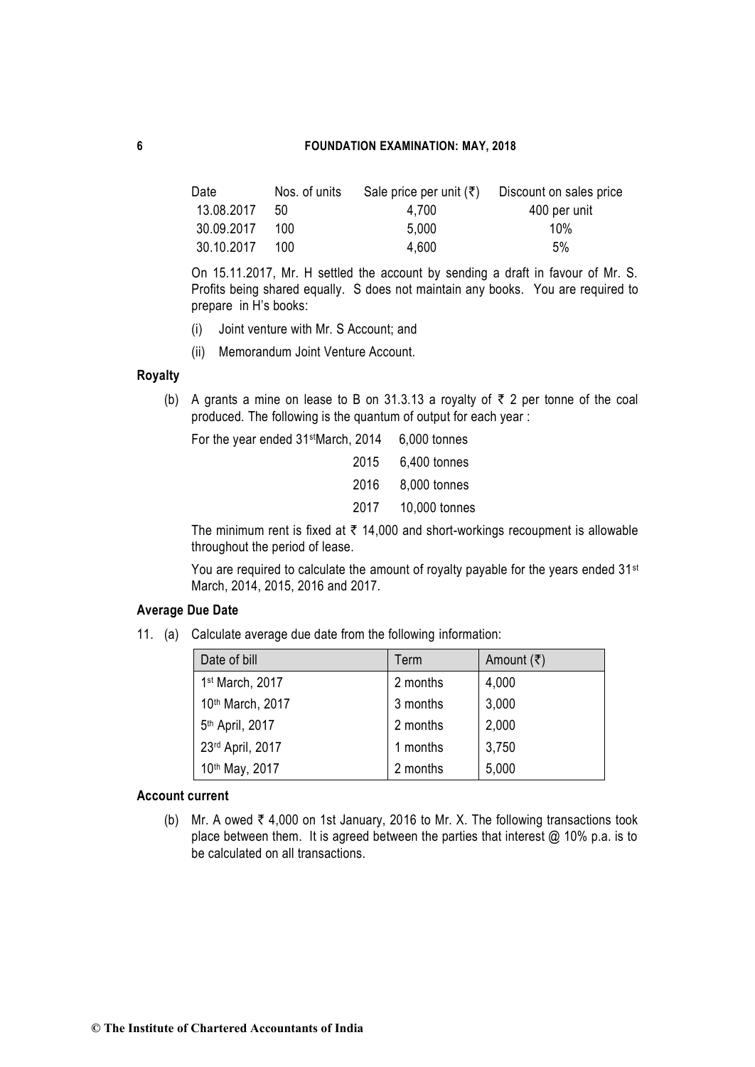| Date | Nos. of units | Sale price per unit (₹) | Discount on sales price |
|---|---|---|---|
| 13.08.2017 | 50 | 4,700 | 400 per unit |
| 30.09.2017 | 100 | 5,000 | 10% |
| 30.10.2017 | 100 | 4,600 | 5% |

On 15.11.2017, Mr. H settled the account by sending a draft in favour of Mr. S. Profits being shared equally. S does not maintain any books. You are required to prepare in H's books:

(i) Joint venture with Mr. S Account; and

(ii) Memorandum Joint Venture Account.

**Royalty**

(b) A grants a mine on lease to B on 31.3.13 a royalty of ₹ 2 per tonne of the coal produced. The following is the quantum of output for each year :

| | |
|---|---|
| For the year ended 31st March, 2014 | 6,000 tonnes |
| 2015 | 6,400 tonnes |
| 2016 | 8,000 tonnes |
| 2017 | 10,000 tonnes |

The minimum rent is fixed at ₹ 14,000 and short-workings recoupment is allowable throughout the period of lease.

You are required to calculate the amount of royalty payable for the years ended 31st March, 2014, 2015, 2016 and 2017.

**Average Due Date**

11. (a) Calculate average due date from the following information:

| Date of bill | Term | Amount (₹) |
|---|---|---|
| 1st March, 2017 | 2 months | 4,000 |
| 10th March, 2017 | 3 months | 3,000 |
| 5th April, 2017 | 2 months | 2,000 |
| 23rd April, 2017 | 1 months | 3,750 |
| 10th May, 2017 | 2 months | 5,000 |

**Account current**

(b) Mr. A owed ₹ 4,000 on 1st January, 2016 to Mr. X. The following transactions took place between them. It is agreed between the parties that interest @ 10% p.a. is to be calculated on all transactions.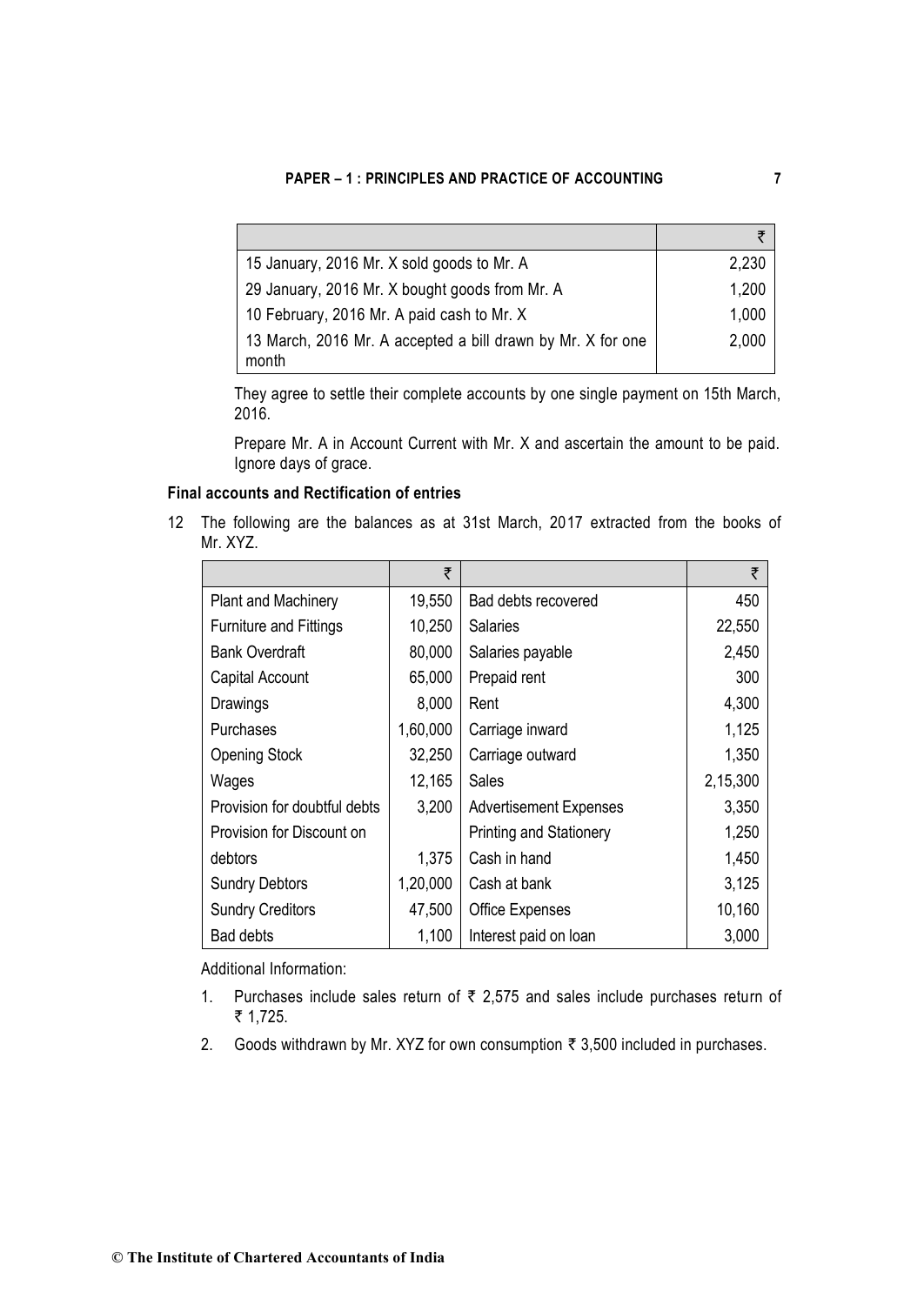| | ₹ |
|---|---|
| 15 January, 2016 Mr. X sold goods to Mr. A | 2,230 |
| 29 January, 2016 Mr. X bought goods from Mr. A | 1,200 |
| 10 February, 2016 Mr. A paid cash to Mr. X | 1,000 |
| 13 March, 2016 Mr. A accepted a bill drawn by Mr. X for one month | 2,000 |

They agree to settle their complete accounts by one single payment on 15th March, 2016.

Prepare Mr. A in Account Current with Mr. X and ascertain the amount to be paid. Ignore days of grace.

### Final accounts and Rectification of entries

12 The following are the balances as at 31st March, 2017 extracted from the books of Mr. XYZ.

| | ₹ | | ₹ |
|---|---|---|---|
| Plant and Machinery | 19,550 | Bad debts recovered | 450 |
| Furniture and Fittings | 10,250 | Salaries | 22,550 |
| Bank Overdraft | 80,000 | Salaries payable | 2,450 |
| Capital Account | 65,000 | Prepaid rent | 300 |
| Drawings | 8,000 | Rent | 4,300 |
| Purchases | 1,60,000 | Carriage inward | 1,125 |
| Opening Stock | 32,250 | Carriage outward | 1,350 |
| Wages | 12,165 | Sales | 2,15,300 |
| Provision for doubtful debts | 3,200 | Advertisement Expenses | 3,350 |
| Provision for Discount on debtors | 1,375 | Printing and Stationery | 1,250 |
| | | Cash in hand | 1,450 |
| Sundry Debtors | 1,20,000 | Cash at bank | 3,125 |
| Sundry Creditors | 47,500 | Office Expenses | 10,160 |
| Bad debts | 1,100 | Interest paid on loan | 3,000 |

Additional Information:

1. Purchases include sales return of ₹ 2,575 and sales include purchases return of ₹ 1,725.
2. Goods withdrawn by Mr. XYZ for own consumption ₹ 3,500 included in purchases.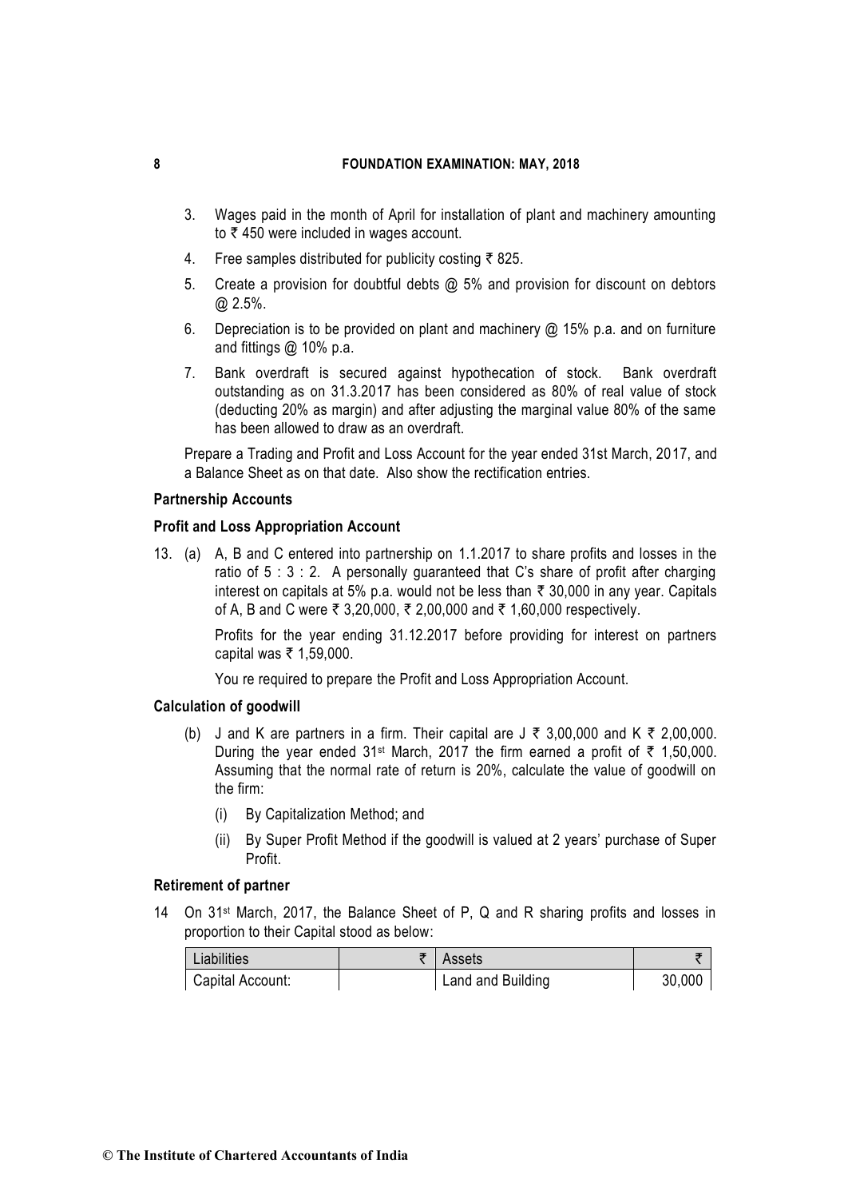3. Wages paid in the month of April for installation of plant and machinery amounting to ₹ 450 were included in wages account.
4. Free samples distributed for publicity costing ₹ 825.
5. Create a provision for doubtful debts @ 5% and provision for discount on debtors @ 2.5%.
6. Depreciation is to be provided on plant and machinery @ 15% p.a. and on furniture and fittings @ 10% p.a.
7. Bank overdraft is secured against hypothecation of stock. Bank overdraft outstanding as on 31.3.2017 has been considered as 80% of real value of stock (deducting 20% as margin) and after adjusting the marginal value 80% of the same has been allowed to draw as an overdraft.

Prepare a Trading and Profit and Loss Account for the year ended 31st March, 2017, and a Balance Sheet as on that date. Also show the rectification entries.

**Partnership Accounts**

**Profit and Loss Appropriation Account**

13. (a) A, B and C entered into partnership on 1.1.2017 to share profits and losses in the ratio of 5 : 3 : 2. A personally guaranteed that C's share of profit after charging interest on capitals at 5% p.a. would not be less than ₹ 30,000 in any year. Capitals of A, B and C were ₹ 3,20,000, ₹ 2,00,000 and ₹ 1,60,000 respectively.

Profits for the year ending 31.12.2017 before providing for interest on partners capital was ₹ 1,59,000.

You re required to prepare the Profit and Loss Appropriation Account.

**Calculation of goodwill**

(b) J and K are partners in a firm. Their capital are J ₹ 3,00,000 and K ₹ 2,00,000. During the year ended 31st March, 2017 the firm earned a profit of ₹ 1,50,000. Assuming that the normal rate of return is 20%, calculate the value of goodwill on the firm:

(i) By Capitalization Method; and

(ii) By Super Profit Method if the goodwill is valued at 2 years' purchase of Super Profit.

**Retirement of partner**

14 On 31st March, 2017, the Balance Sheet of P, Q and R sharing profits and losses in proportion to their Capital stood as below:

| Liabilities | ₹ | Assets | ₹ |
|---|---|---|---|
| Capital Account: | | Land and Building | 30,000 |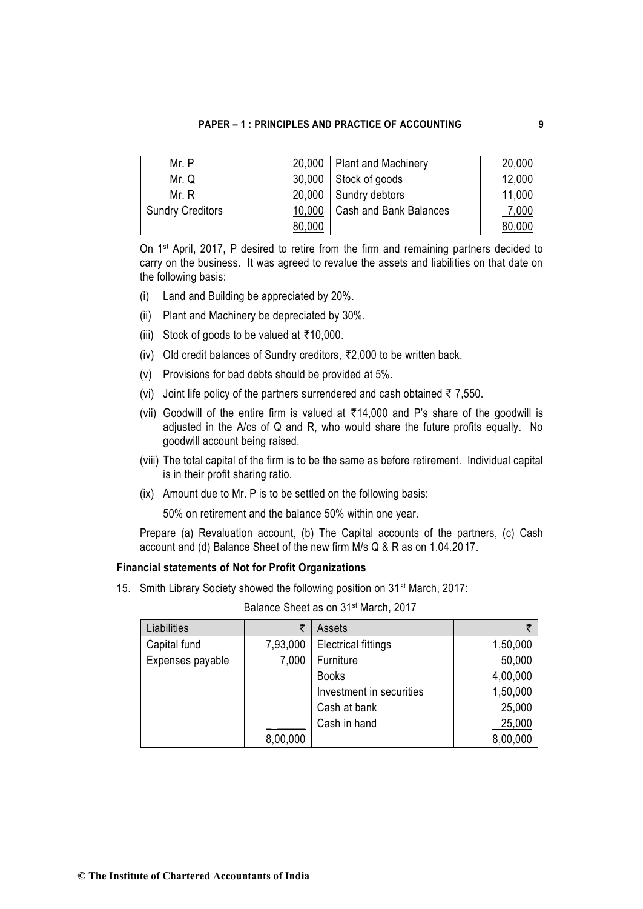| | | | |
|---|---|---|---|
| Mr. P | 20,000 | Plant and Machinery | 20,000 |
| Mr. Q | 30,000 | Stock of goods | 12,000 |
| Mr. R | 20,000 | Sundry debtors | 11,000 |
| Sundry Creditors | 10,000 | Cash and Bank Balances | 7,000 |
| | 80,000 | | 80,000 |

On 1st April, 2017, P desired to retire from the firm and remaining partners decided to carry on the business. It was agreed to revalue the assets and liabilities on that date on the following basis:

(i) Land and Building be appreciated by 20%.

(ii) Plant and Machinery be depreciated by 30%.

(iii) Stock of goods to be valued at ₹10,000.

(iv) Old credit balances of Sundry creditors, ₹2,000 to be written back.

(v) Provisions for bad debts should be provided at 5%.

(vi) Joint life policy of the partners surrendered and cash obtained ₹ 7,550.

(vii) Goodwill of the entire firm is valued at ₹14,000 and P's share of the goodwill is adjusted in the A/cs of Q and R, who would share the future profits equally. No goodwill account being raised.

(viii) The total capital of the firm is to be the same as before retirement. Individual capital is in their profit sharing ratio.

(ix) Amount due to Mr. P is to be settled on the following basis:

50% on retirement and the balance 50% within one year.

Prepare (a) Revaluation account, (b) The Capital accounts of the partners, (c) Cash account and (d) Balance Sheet of the new firm M/s Q & R as on 1.04.2017.

**Financial statements of Not for Profit Organizations**

15. Smith Library Society showed the following position on 31st March, 2017:

Balance Sheet as on 31st March, 2017

| Liabilities | ₹ | Assets | ₹ |
|---|---|---|---|
| Capital fund | 7,93,000 | Electrical fittings | 1,50,000 |
| Expenses payable | 7,000 | Furniture | 50,000 |
| | | Books | 4,00,000 |
| | | Investment in securities | 1,50,000 |
| | | Cash at bank | 25,000 |
| | | Cash in hand | 25,000 |
| | 8,00,000 | | 8,00,000 |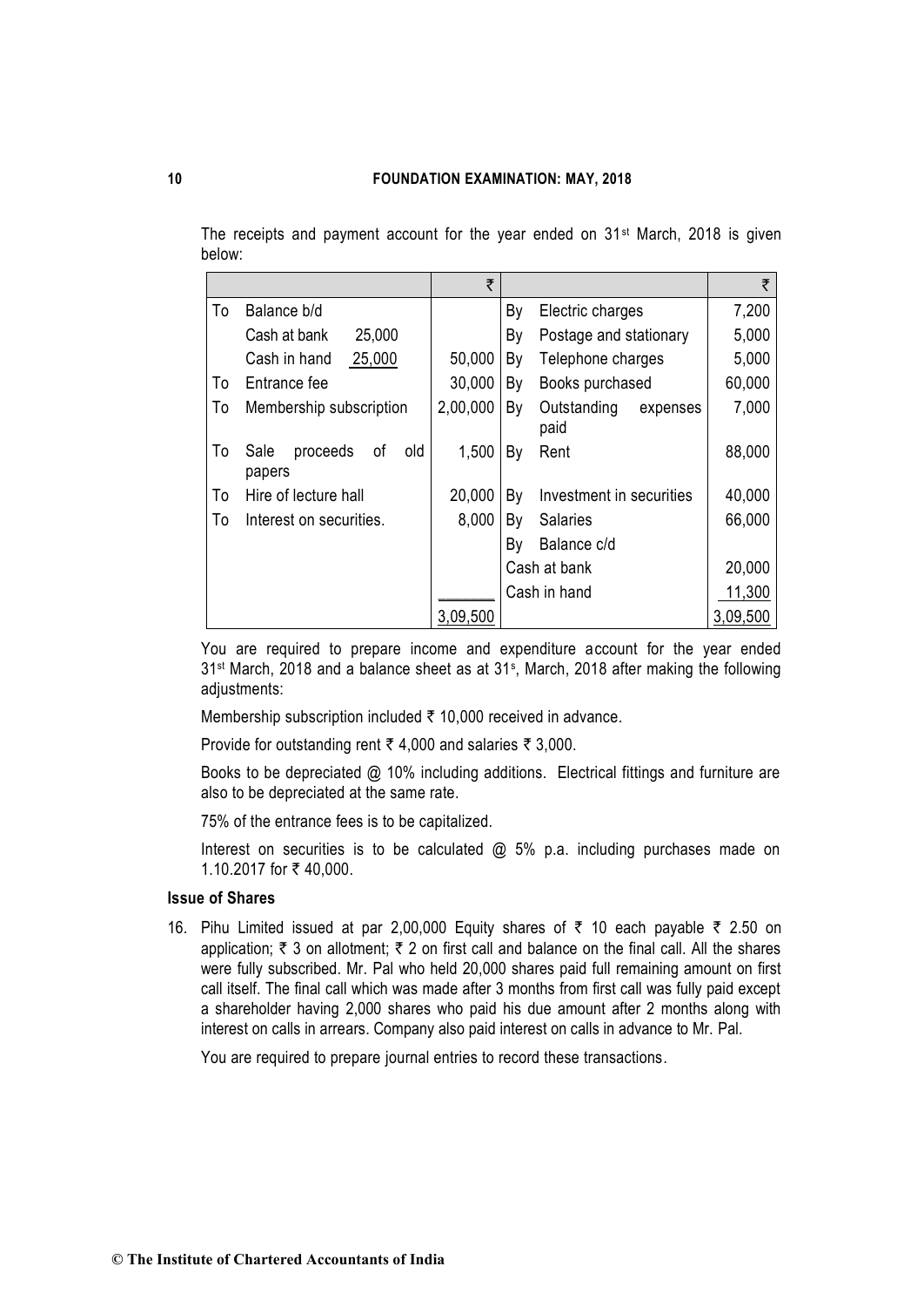The receipts and payment account for the year ended on 31st March, 2018 is given below:

| | | ₹ | | | ₹ |
|---|---|---|---|---|---|
| To | Balance b/d | | By | Electric charges | 7,200 |
| | Cash at bank 25,000 | | By | Postage and stationary | 5,000 |
| | Cash in hand 25,000 | 50,000 | By | Telephone charges | 5,000 |
| To | Entrance fee | 30,000 | By | Books purchased | 60,000 |
| To | Membership subscription | 2,00,000 | By | Outstanding expenses paid | 7,000 |
| To | Sale proceeds of old papers | 1,500 | By | Rent | 88,000 |
| To | Hire of lecture hall | 20,000 | By | Investment in securities | 40,000 |
| To | Interest on securities. | 8,000 | By | Salaries | 66,000 |
| | | | By | Balance c/d | |
| | | | | Cash at bank | 20,000 |
| | | | | Cash in hand | 11,300 |
| | | 3,09,500 | | | 3,09,500 |

You are required to prepare income and expenditure account for the year ended 31st March, 2018 and a balance sheet as at 31s, March, 2018 after making the following adjustments:

Membership subscription included ₹ 10,000 received in advance.

Provide for outstanding rent ₹ 4,000 and salaries ₹ 3,000.

Books to be depreciated @ 10% including additions. Electrical fittings and furniture are also to be depreciated at the same rate.

75% of the entrance fees is to be capitalized.

Interest on securities is to be calculated @ 5% p.a. including purchases made on 1.10.2017 for ₹ 40,000.

### Issue of Shares

16. Pihu Limited issued at par 2,00,000 Equity shares of ₹ 10 each payable ₹ 2.50 on application; ₹ 3 on allotment; ₹ 2 on first call and balance on the final call. All the shares were fully subscribed. Mr. Pal who held 20,000 shares paid full remaining amount on first call itself. The final call which was made after 3 months from first call was fully paid except a shareholder having 2,000 shares who paid his due amount after 2 months along with interest on calls in arrears. Company also paid interest on calls in advance to Mr. Pal.

   You are required to prepare journal entries to record these transactions.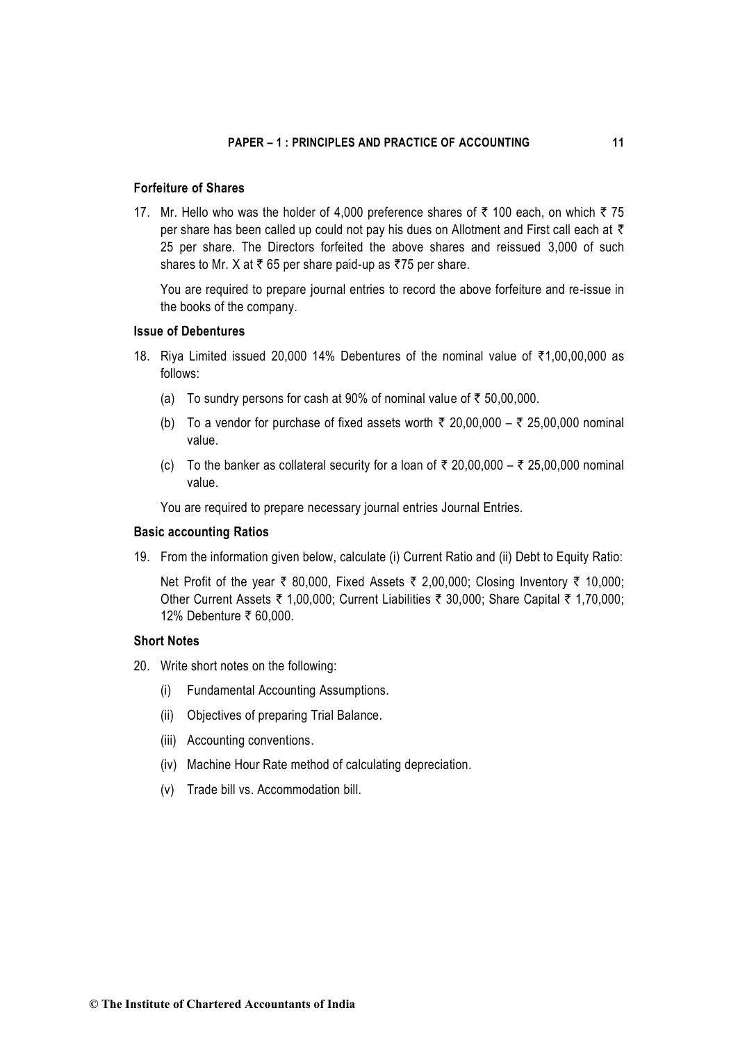### Forfeiture of Shares

17. Mr. Hello who was the holder of 4,000 preference shares of ₹ 100 each, on which ₹ 75 per share has been called up could not pay his dues on Allotment and First call each at ₹ 25 per share. The Directors forfeited the above shares and reissued 3,000 of such shares to Mr. X at ₹ 65 per share paid-up as ₹75 per share.

    You are required to prepare journal entries to record the above forfeiture and re-issue in the books of the company.

### Issue of Debentures

18. Riya Limited issued 20,000 14% Debentures of the nominal value of ₹1,00,00,000 as follows:

    (a) To sundry persons for cash at 90% of nominal value of ₹ 50,00,000.

    (b) To a vendor for purchase of fixed assets worth ₹ 20,00,000 – ₹ 25,00,000 nominal value.

    (c) To the banker as collateral security for a loan of ₹ 20,00,000 – ₹ 25,00,000 nominal value.

    You are required to prepare necessary journal entries Journal Entries.

### Basic accounting Ratios

19. From the information given below, calculate (i) Current Ratio and (ii) Debt to Equity Ratio:

    Net Profit of the year ₹ 80,000, Fixed Assets ₹ 2,00,000; Closing Inventory ₹ 10,000; Other Current Assets ₹ 1,00,000; Current Liabilities ₹ 30,000; Share Capital ₹ 1,70,000; 12% Debenture ₹ 60,000.

### Short Notes

20. Write short notes on the following:

    (i) Fundamental Accounting Assumptions.

    (ii) Objectives of preparing Trial Balance.

    (iii) Accounting conventions.

    (iv) Machine Hour Rate method of calculating depreciation.

    (v) Trade bill vs. Accommodation bill.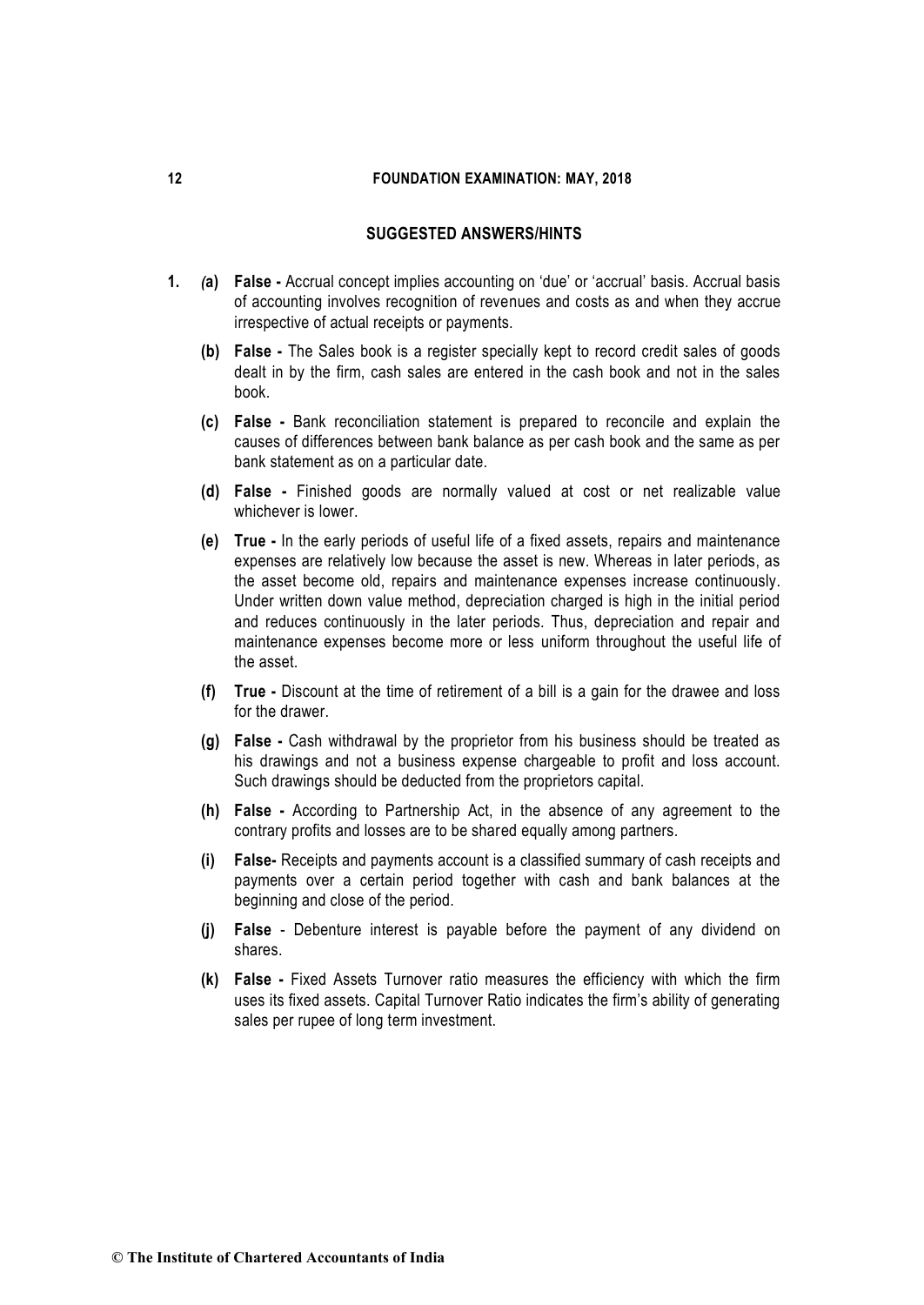## SUGGESTED ANSWERS/HINTS

1. **(a) False -** Accrual concept implies accounting on 'due' or 'accrual' basis. Accrual basis of accounting involves recognition of revenues and costs as and when they accrue irrespective of actual receipts or payments.

   **(b) False -** The Sales book is a register specially kept to record credit sales of goods dealt in by the firm, cash sales are entered in the cash book and not in the sales book.

   **(c) False -** Bank reconciliation statement is prepared to reconcile and explain the causes of differences between bank balance as per cash book and the same as per bank statement as on a particular date.

   **(d) False -** Finished goods are normally valued at cost or net realizable value whichever is lower.

   **(e) True -** In the early periods of useful life of a fixed assets, repairs and maintenance expenses are relatively low because the asset is new. Whereas in later periods, as the asset become old, repairs and maintenance expenses increase continuously. Under written down value method, depreciation charged is high in the initial period and reduces continuously in the later periods. Thus, depreciation and repair and maintenance expenses become more or less uniform throughout the useful life of the asset.

   **(f) True -** Discount at the time of retirement of a bill is a gain for the drawee and loss for the drawer.

   **(g) False -** Cash withdrawal by the proprietor from his business should be treated as his drawings and not a business expense chargeable to profit and loss account. Such drawings should be deducted from the proprietors capital.

   **(h) False -** According to Partnership Act, in the absence of any agreement to the contrary profits and losses are to be shared equally among partners.

   **(i) False-** Receipts and payments account is a classified summary of cash receipts and payments over a certain period together with cash and bank balances at the beginning and close of the period.

   **(j) False** - Debenture interest is payable before the payment of any dividend on shares.

   **(k) False -** Fixed Assets Turnover ratio measures the efficiency with which the firm uses its fixed assets. Capital Turnover Ratio indicates the firm's ability of generating sales per rupee of long term investment.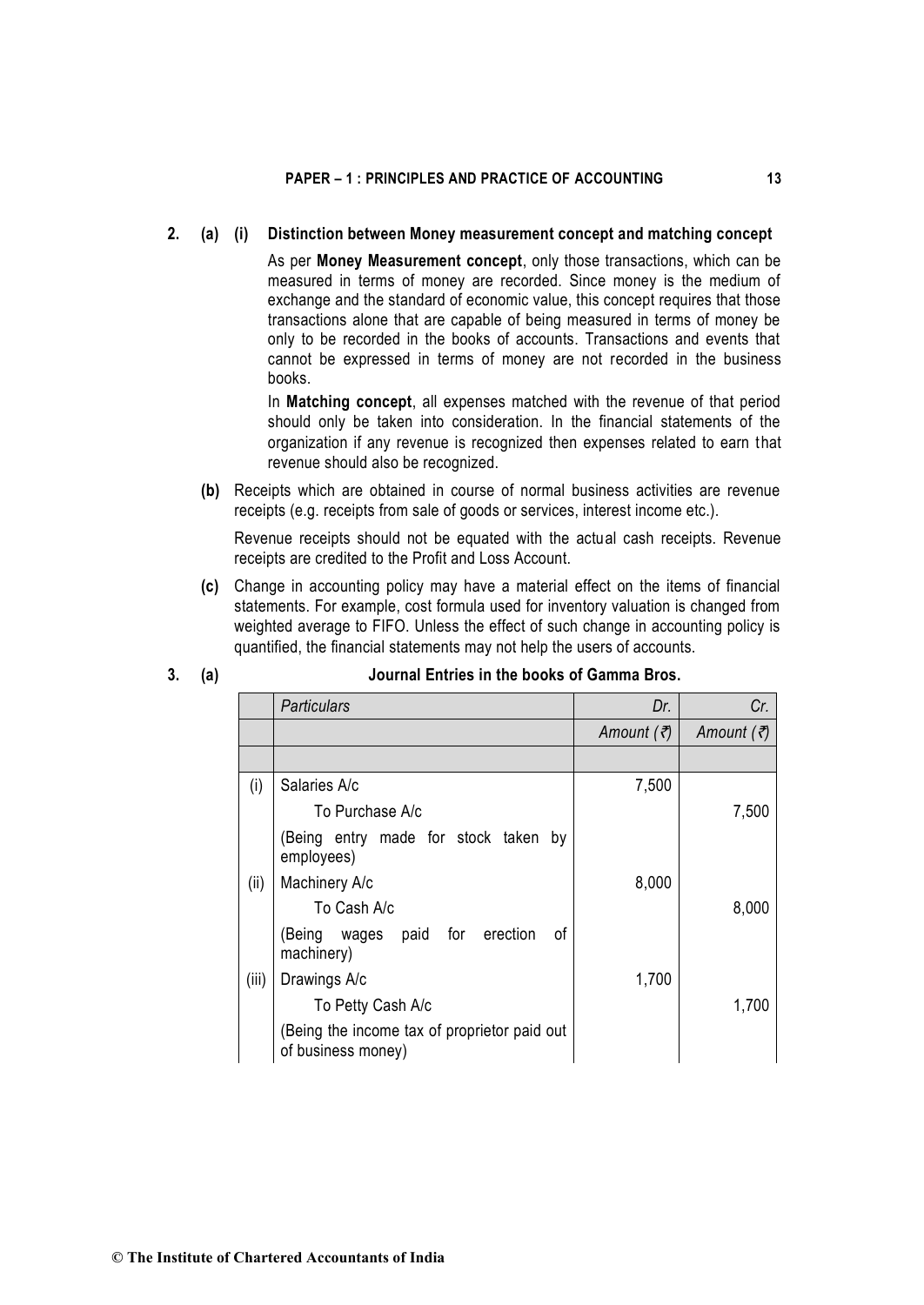**2. (a) (i) Distinction between Money measurement concept and matching concept**

As per **Money Measurement concept**, only those transactions, which can be measured in terms of money are recorded. Since money is the medium of exchange and the standard of economic value, this concept requires that those transactions alone that are capable of being measured in terms of money be only to be recorded in the books of accounts. Transactions and events that cannot be expressed in terms of money are not recorded in the business books.

In **Matching concept**, all expenses matched with the revenue of that period should only be taken into consideration. In the financial statements of the organization if any revenue is recognized then expenses related to earn that revenue should also be recognized.

**(b)** Receipts which are obtained in course of normal business activities are revenue receipts (e.g. receipts from sale of goods or services, interest income etc.).

Revenue receipts should not be equated with the actual cash receipts. Revenue receipts are credited to the Profit and Loss Account.

**(c)** Change in accounting policy may have a material effect on the items of financial statements. For example, cost formula used for inventory valuation is changed from weighted average to FIFO. Unless the effect of such change in accounting policy is quantified, the financial statements may not help the users of accounts.

**3. (a) Journal Entries in the books of Gamma Bros.**

| | *Particulars* | *Dr.* | *Cr.* |
|---|---|---|---|
| | | *Amount (₹)* | *Amount (₹)* |
| | | | |
| (i) | Salaries A/c | 7,500 | |
| | To Purchase A/c | | 7,500 |
| | (Being entry made for stock taken by employees) | | |
| (ii) | Machinery A/c | 8,000 | |
| | To Cash A/c | | 8,000 |
| | (Being wages paid for erection of machinery) | | |
| (iii) | Drawings A/c | 1,700 | |
| | To Petty Cash A/c | | 1,700 |
| | (Being the income tax of proprietor paid out of business money) | | |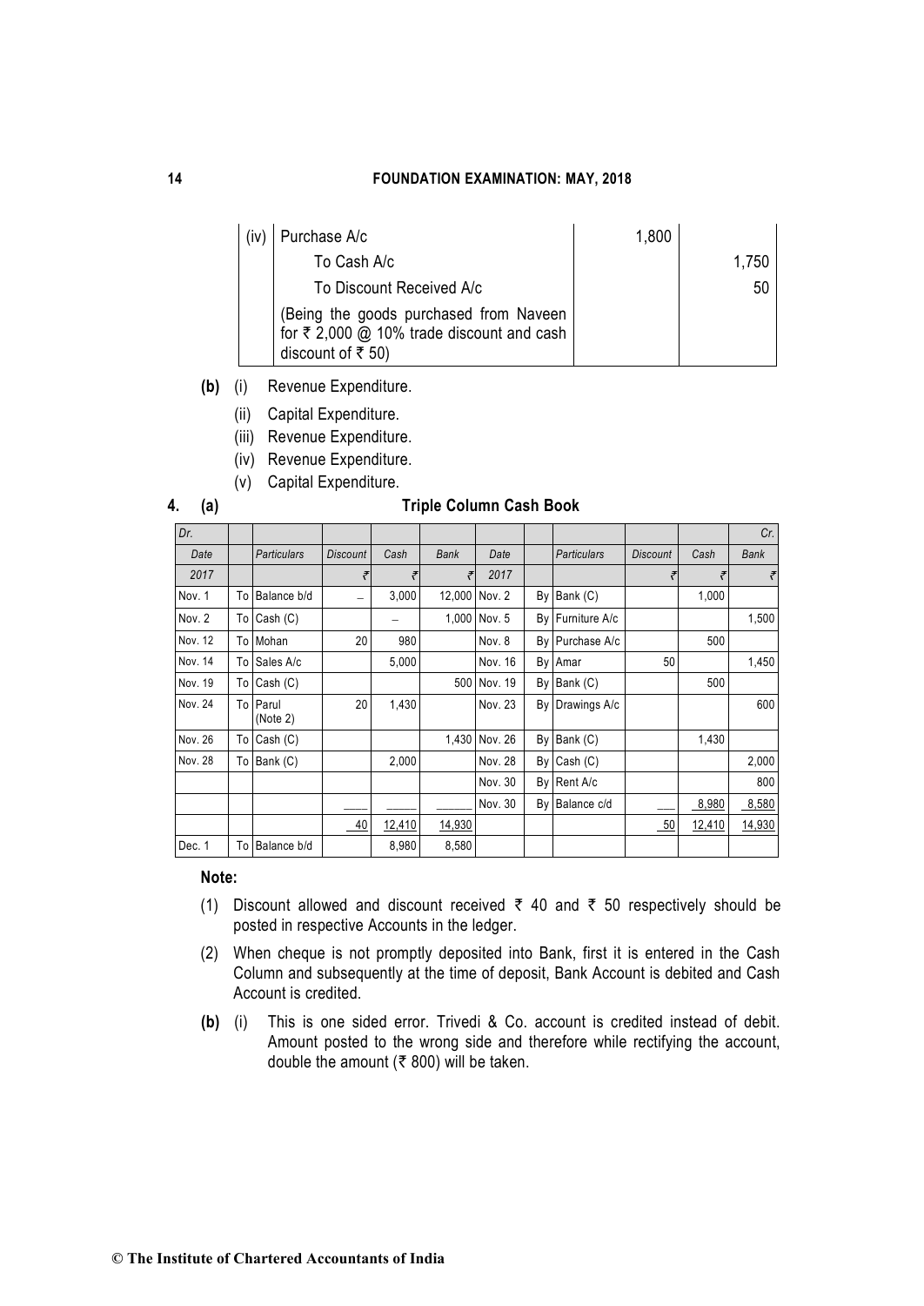| (iv) | Purchase A/c | 1,800 | |
|---|---|---|---|
| | To Cash A/c | | 1,750 |
| | To Discount Received A/c | | 50 |
| | (Being the goods purchased from Naveen for ₹ 2,000 @ 10% trade discount and cash discount of ₹ 50) | | |

**(b)** (i) Revenue Expenditure.

(ii) Capital Expenditure.

(iii) Revenue Expenditure.

(iv) Revenue Expenditure.

(v) Capital Expenditure.

**4. (a) Triple Column Cash Book**

| Dr. | | | | | | | | | | | Cr. |
|---|---|---|---|---|---|---|---|---|---|---|---|
| *Date* | | *Particulars* | *Discount* | *Cash* | *Bank* | *Date* | | *Particulars* | *Discount* | *Cash* | *Bank* |
| *2017* | | | ₹ | ₹ | ₹ | *2017* | | | ₹ | ₹ | ₹ |
| Nov. 1 | To | Balance b/d | – | 3,000 | 12,000 | Nov. 2 | By | Bank (C) | | 1,000 | |
| Nov. 2 | To | Cash (C) | | – | 1,000 | Nov. 5 | By | Furniture A/c | | | 1,500 |
| Nov. 12 | To | Mohan | 20 | 980 | | Nov. 8 | By | Purchase A/c | | 500 | |
| Nov. 14 | To | Sales A/c | | 5,000 | | Nov. 16 | By | Amar | 50 | | 1,450 |
| Nov. 19 | To | Cash (C) | | | 500 | Nov. 19 | By | Bank (C) | | 500 | |
| Nov. 24 | To | Parul (Note 2) | 20 | 1,430 | | Nov. 23 | By | Drawings A/c | | | 600 |
| Nov. 26 | To | Cash (C) | | | 1,430 | Nov. 26 | By | Bank (C) | | 1,430 | |
| Nov. 28 | To | Bank (C) | | 2,000 | | Nov. 28 | By | Cash (C) | | | 2,000 |
| | | | | | | Nov. 30 | By | Rent A/c | | | 800 |
| | | | | | | Nov. 30 | By | Balance c/d | | 8,980 | 8,580 |
| | | | 40 | 12,410 | 14,930 | | | | 50 | 12,410 | 14,930 |
| Dec. 1 | To | Balance b/d | | 8,980 | 8,580 | | | | | | |

**Note:**

(1) Discount allowed and discount received ₹ 40 and ₹ 50 respectively should be posted in respective Accounts in the ledger.

(2) When cheque is not promptly deposited into Bank, first it is entered in the Cash Column and subsequently at the time of deposit, Bank Account is debited and Cash Account is credited.

**(b)** (i) This is one sided error. Trivedi & Co. account is credited instead of debit. Amount posted to the wrong side and therefore while rectifying the account, double the amount (₹ 800) will be taken.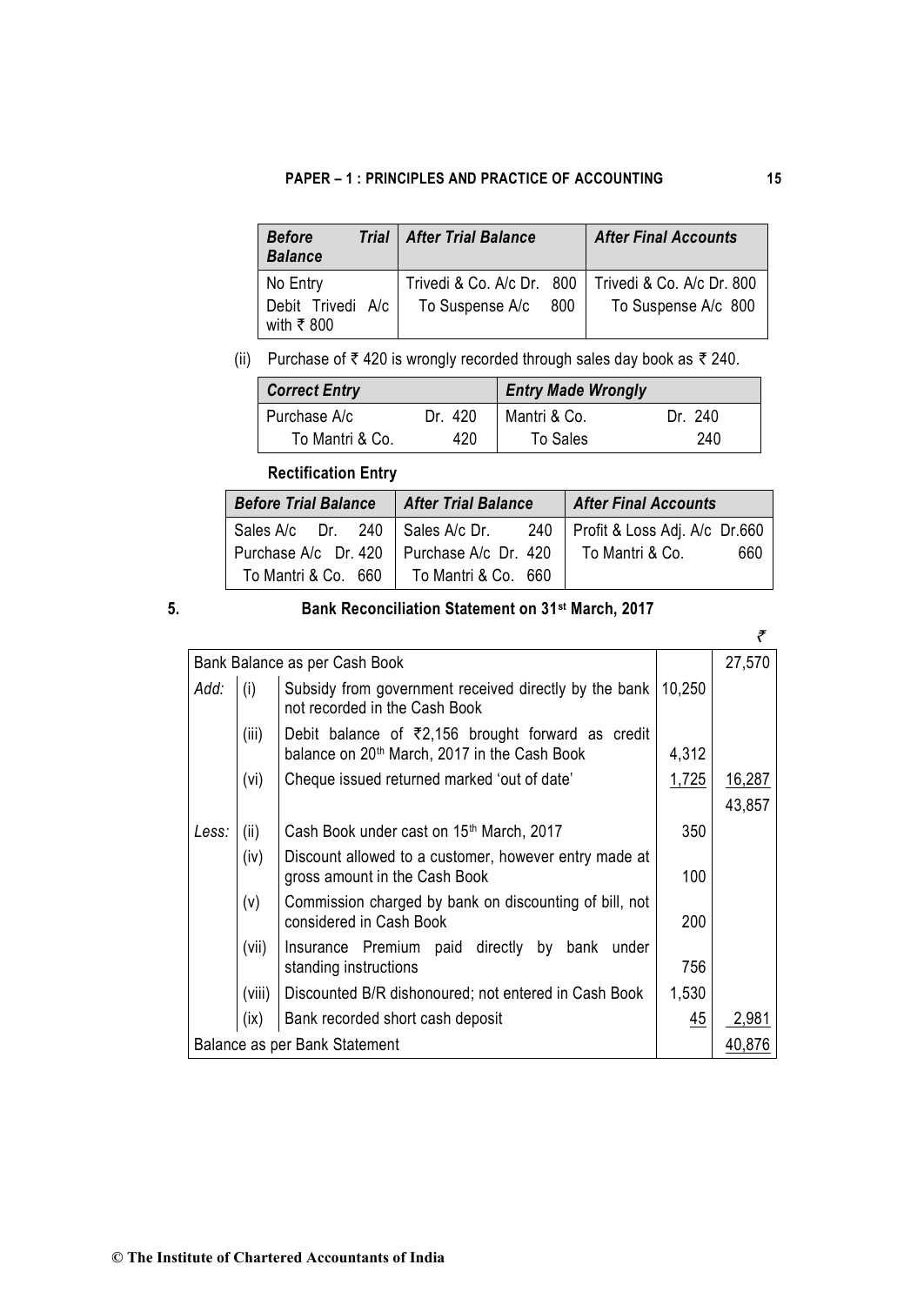| *Before Trial Balance* | *After Trial Balance* | *After Final Accounts* |
|---|---|---|
| No Entry | Trivedi & Co. A/c Dr. 800 | Trivedi & Co. A/c Dr. 800 |
| Debit Trivedi A/c with ₹ 800 | To Suspense A/c 800 | To Suspense A/c 800 |

(ii) Purchase of ₹ 420 is wrongly recorded through sales day book as ₹ 240.

| *Correct Entry* | | *Entry Made Wrongly* | |
|---|---|---|---|
| Purchase A/c | Dr. 420 | Mantri & Co. | Dr. 240 |
| To Mantri & Co. | 420 | To Sales | 240 |

**Rectification Entry**

| *Before Trial Balance* | *After Trial Balance* | *After Final Accounts* |
|---|---|---|
| Sales A/c Dr. 240 | Sales A/c Dr. 240 | Profit & Loss Adj. A/c Dr.660 |
| Purchase A/c Dr. 420 | Purchase A/c Dr. 420 | To Mantri & Co. 660 |
| To Mantri & Co. 660 | To Mantri & Co. 660 | |

**5. Bank Reconciliation Statement on 31st March, 2017**

| | | | | ₹ |
|---|---|---|---|---|
| Bank Balance as per Cash Book | | | | 27,570 |
| *Add:* | (i) | Subsidy from government received directly by the bank not recorded in the Cash Book | 10,250 | |
| | (iii) | Debit balance of ₹2,156 brought forward as credit balance on 20th March, 2017 in the Cash Book | 4,312 | |
| | (vi) | Cheque issued returned marked 'out of date' | 1,725 | 16,287 |
| | | | | 43,857 |
| *Less:* | (ii) | Cash Book under cast on 15th March, 2017 | 350 | |
| | (iv) | Discount allowed to a customer, however entry made at gross amount in the Cash Book | 100 | |
| | (v) | Commission charged by bank on discounting of bill, not considered in Cash Book | 200 | |
| | (vii) | Insurance Premium paid directly by bank under standing instructions | 756 | |
| | (viii) | Discounted B/R dishonoured; not entered in Cash Book | 1,530 | |
| | (ix) | Bank recorded short cash deposit | 45 | 2,981 |
| Balance as per Bank Statement | | | | 40,876 |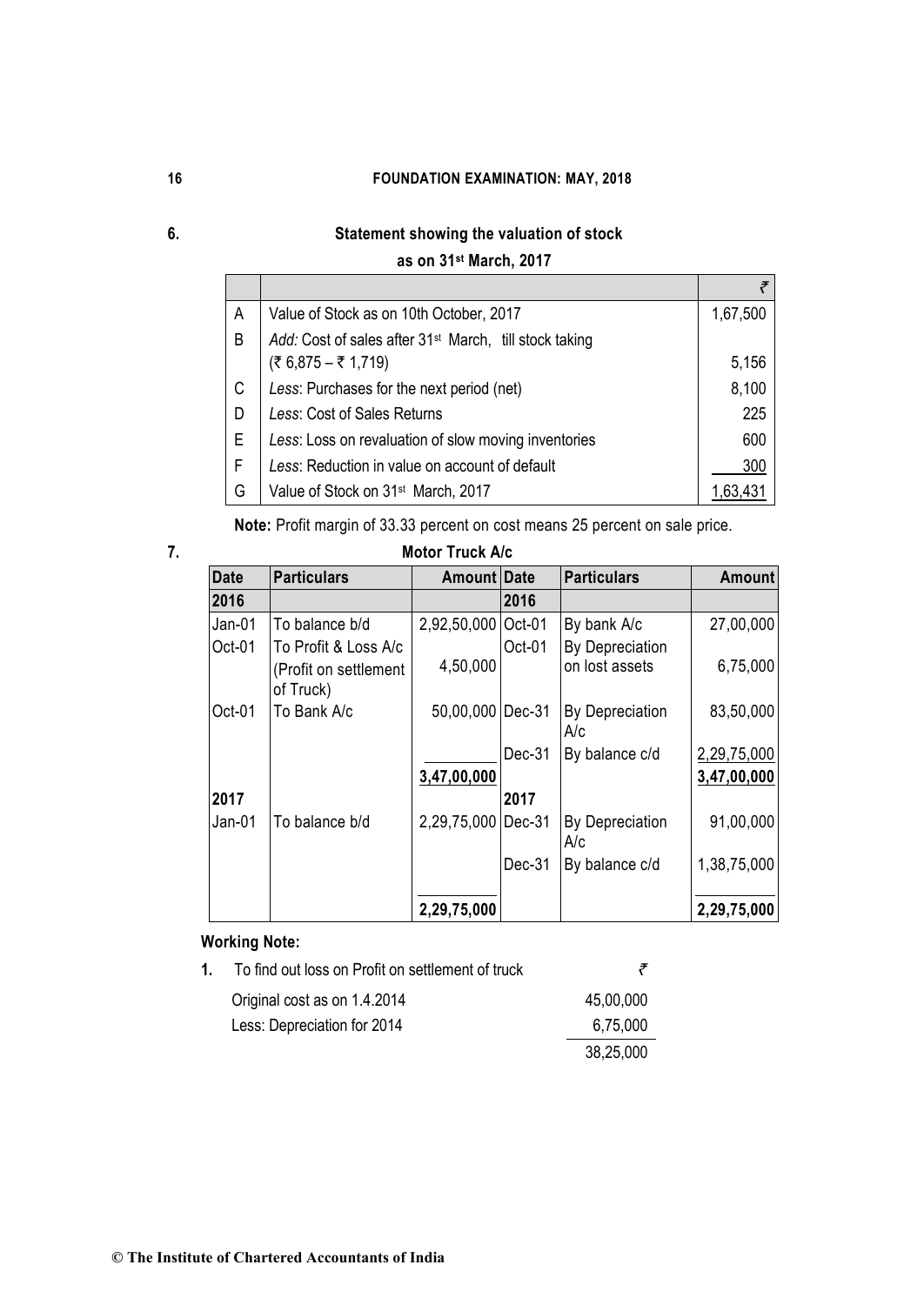6. **Statement showing the valuation of stock as on 31st March, 2017**

| | | ₹ |
|---|---|---|
| A | Value of Stock as on 10th October, 2017 | 1,67,500 |
| B | *Add:* Cost of sales after 31st March, till stock taking (₹ 6,875 – ₹ 1,719) | 5,156 |
| C | *Less*: Purchases for the next period (net) | 8,100 |
| D | *Less*: Cost of Sales Returns | 225 |
| E | *Less*: Loss on revaluation of slow moving inventories | 600 |
| F | *Less*: Reduction in value on account of default | 300 |
| G | Value of Stock on 31st March, 2017 | 1,63,431 |

**Note:** Profit margin of 33.33 percent on cost means 25 percent on sale price.

7. **Motor Truck A/c**

| Date | Particulars | Amount | Date | Particulars | Amount |
|---|---|---|---|---|---|
| **2016** | | | **2016** | | |
| Jan-01 | To balance b/d | 2,92,50,000 | Oct-01 | By bank A/c | 27,00,000 |
| Oct-01 | To Profit & Loss A/c (Profit on settlement of Truck) | 4,50,000 | Oct-01 | By Depreciation on lost assets | 6,75,000 |
| Oct-01 | To Bank A/c | 50,00,000 | Dec-31 | By Depreciation A/c | 83,50,000 |
| | | | Dec-31 | By balance c/d | 2,29,75,000 |
| | | **3,47,00,000** | | | **3,47,00,000** |
| **2017** | | | **2017** | | |
| Jan-01 | To balance b/d | 2,29,75,000 | Dec-31 | By Depreciation A/c | 91,00,000 |
| | | | Dec-31 | By balance c/d | 1,38,75,000 |
| | | **2,29,75,000** | | | **2,29,75,000** |

**Working Note:**

1. To find out loss on Profit on settlement of truck

| | ₹ |
|---|---|
| Original cost as on 1.4.2014 | 45,00,000 |
| Less: Depreciation for 2014 | 6,75,000 |
| | 38,25,000 |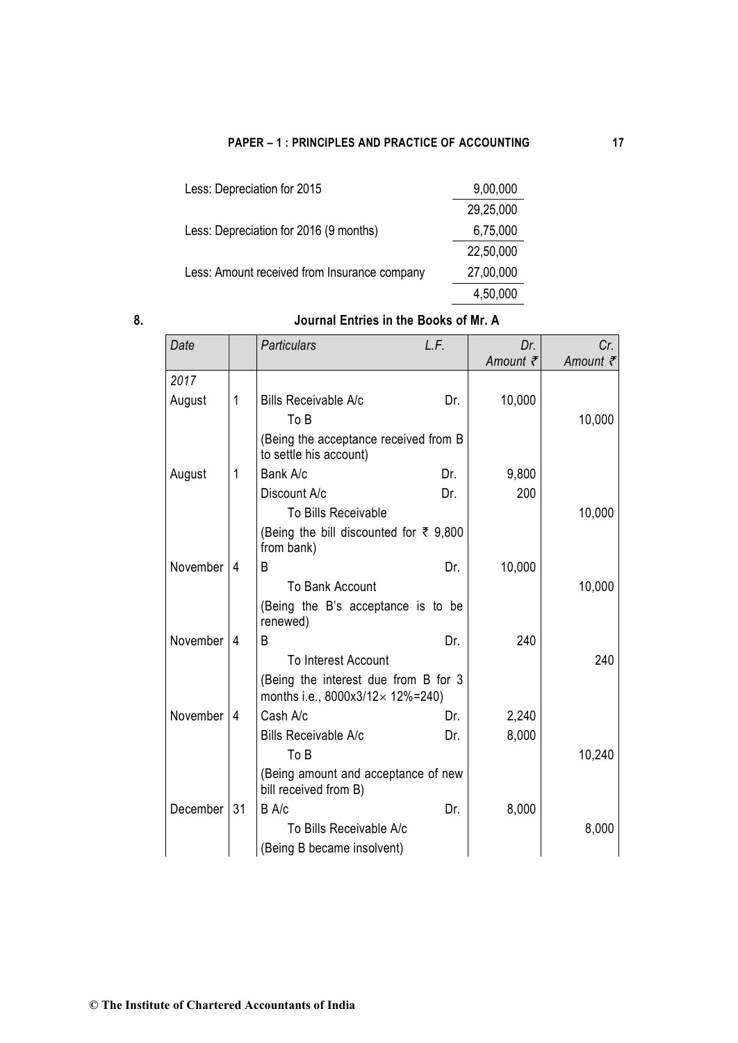| | |
|---|---|
| Less: Depreciation for 2015 | 9,00,000 |
| | 29,25,000 |
| Less: Depreciation for 2016 (9 months) | 6,75,000 |
| | 22,50,000 |
| Less: Amount received from Insurance company | 27,00,000 |
| | 4,50,000 |

**8. Journal Entries in the Books of Mr. A**

| *Date* | | *Particulars* | *L.F.* | *Dr. Amount ₹* | *Cr. Amount ₹* |
|---|---|---|---|---|---|
| *2017* | | | | | |
| August | 1 | Bills Receivable A/c Dr. | | 10,000 | |
| | | To B | | | 10,000 |
| | | (Being the acceptance received from B to settle his account) | | | |
| August | 1 | Bank A/c Dr. | | 9,800 | |
| | | Discount A/c Dr. | | 200 | |
| | | To Bills Receivable | | | 10,000 |
| | | (Being the bill discounted for ₹ 9,800 from bank) | | | |
| November | 4 | B Dr. | | 10,000 | |
| | | To Bank Account | | | 10,000 |
| | | (Being the B's acceptance is to be renewed) | | | |
| November | 4 | B Dr. | | 240 | |
| | | To Interest Account | | | 240 |
| | | (Being the interest due from B for 3 months i.e., 8000x3/12× 12%=240) | | | |
| November | 4 | Cash A/c Dr. | | 2,240 | |
| | | Bills Receivable A/c Dr. | | 8,000 | |
| | | To B | | | 10,240 |
| | | (Being amount and acceptance of new bill received from B) | | | |
| December | 31 | B A/c Dr. | | 8,000 | |
| | | To Bills Receivable A/c | | | 8,000 |
| | | (Being B became insolvent) | | | |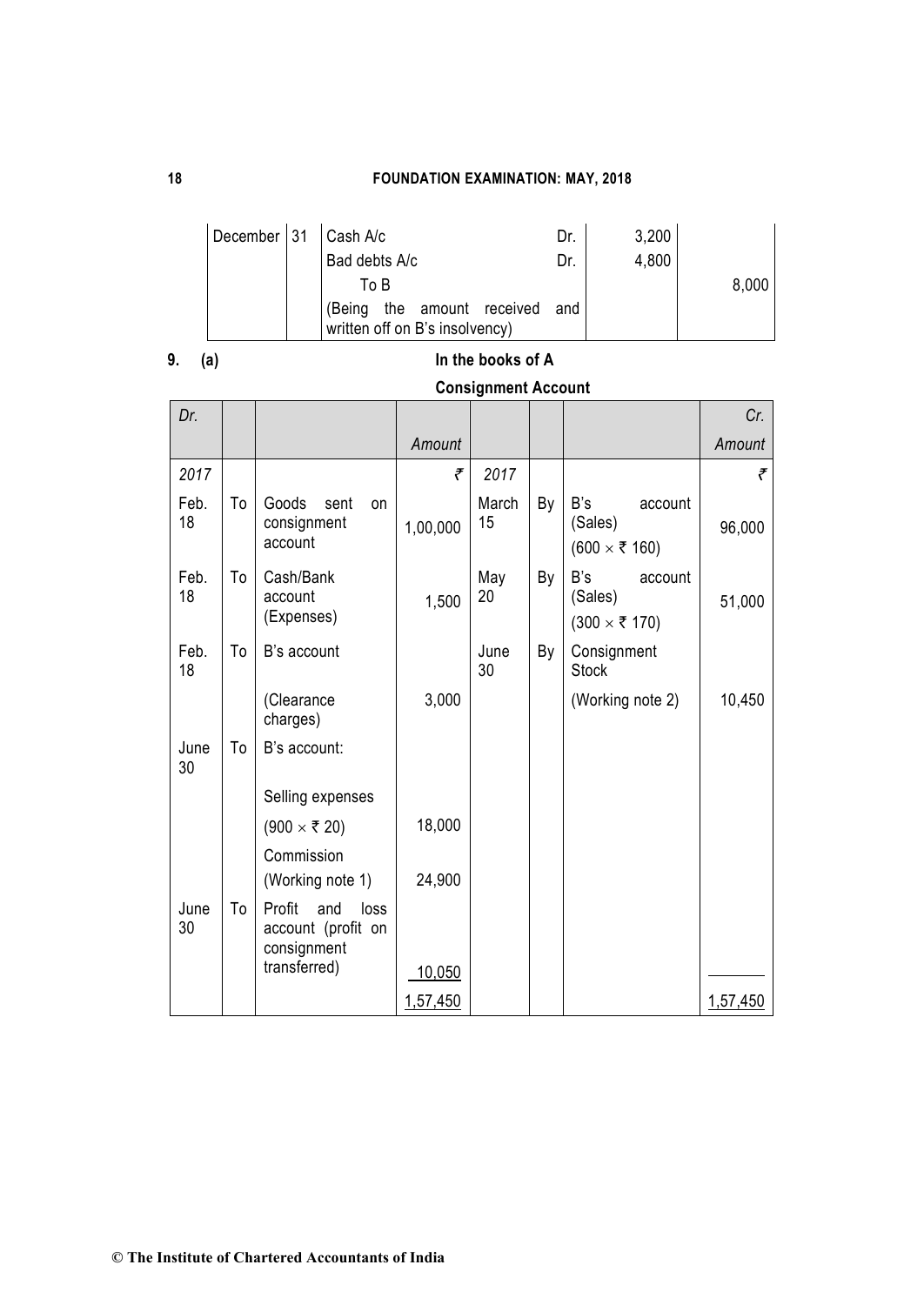| December | 31 | Cash A/c Dr. | 3,200 | |
|---|---|---|---|---|
| | | Bad debts A/c Dr. | 4,800 | |
| | | To B | | 8,000 |
| | | (Being the amount received and written off on B's insolvency) | | |

**9. (a)**

**In the books of A**

**Consignment Account**

| *Dr.* | | | *Amount* | | | | *Cr.* *Amount* |
|---|---|---|---|---|---|---|---|
| *2017* | | | ₹ | *2017* | | | ₹ |
| Feb. 18 | To | Goods sent on consignment account | 1,00,000 | March 15 | By | B's account (Sales) (600 × ₹ 160) | 96,000 |
| Feb. 18 | To | Cash/Bank account (Expenses) | 1,500 | May 20 | By | B's account (Sales) (300 × ₹ 170) | 51,000 |
| Feb. 18 | To | B's account | | June 30 | By | Consignment Stock | |
| | | (Clearance charges) | 3,000 | | | (Working note 2) | 10,450 |
| June 30 | To | B's account: | | | | | |
| | | Selling expenses | | | | | |
| | | (900 × ₹ 20) | 18,000 | | | | |
| | | Commission | | | | | |
| | | (Working note 1) | 24,900 | | | | |
| June 30 | To | Profit and loss account (profit on consignment transferred) | 10,050 | | | | |
| | | | 1,57,450 | | | | 1,57,450 |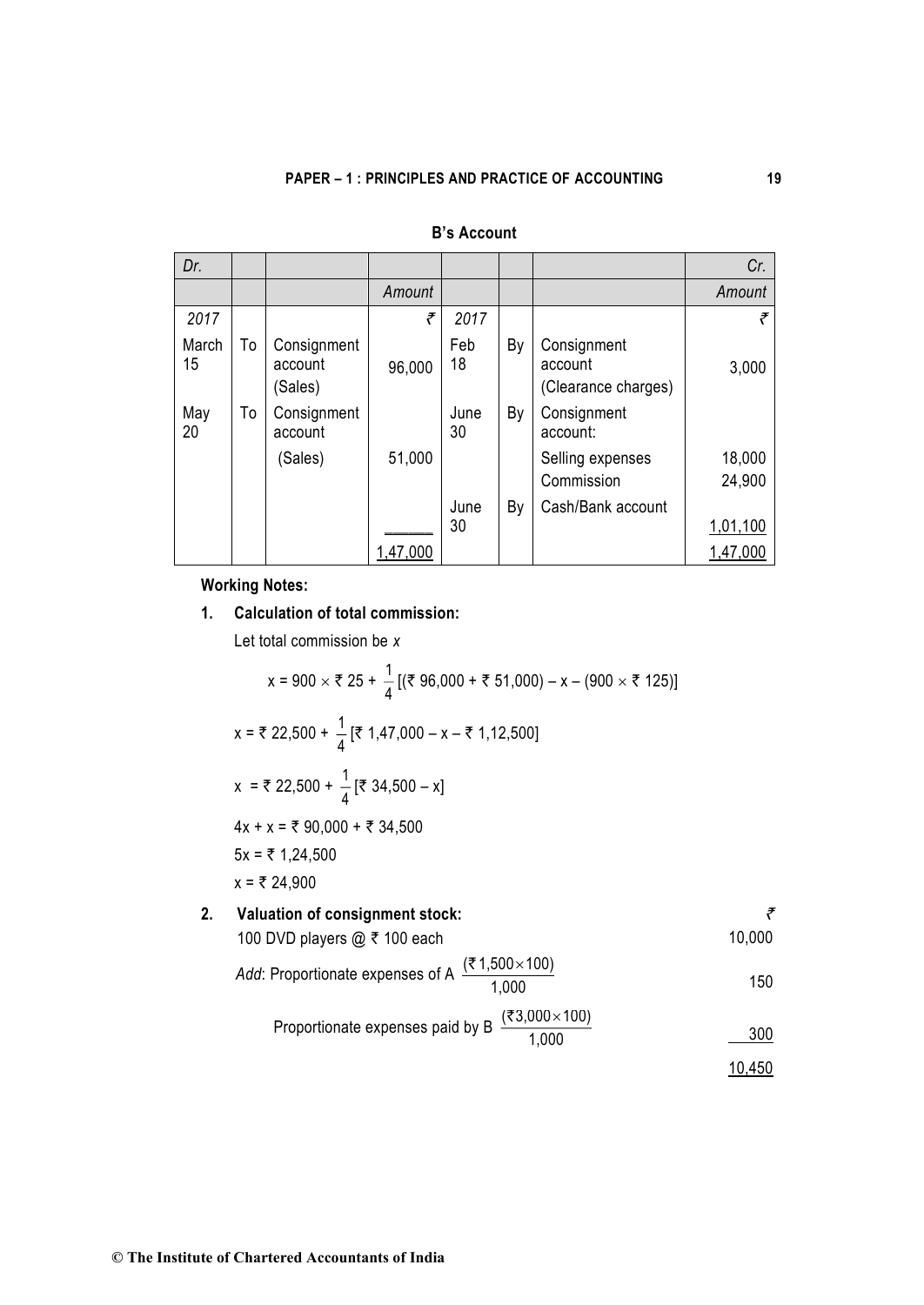**B's Account**

| Dr. | | | | | | | Cr. |
|---|---|---|---|---|---|---|---|
| | | | Amount | | | | Amount |
| 2017 | | | ₹ | 2017 | | | ₹ |
| March 15 | To | Consignment account (Sales) | 96,000 | Feb 18 | By | Consignment account (Clearance charges) | 3,000 |
| May 20 | To | Consignment account | | June 30 | By | Consignment account: | |
| | | (Sales) | 51,000 | | | Selling expenses | 18,000 |
| | | | | | | Commission | 24,900 |
| | | | | June 30 | By | Cash/Bank account | 1,01,100 |
| | | | 1,47,000 | | | | 1,47,000 |

**Working Notes:**

**1. Calculation of total commission:**

Let total commission be *x*

$$x = 900 \times ₹\ 25 + \frac{1}{4}\,[(₹\ 96{,}000 + ₹\ 51{,}000) - x - (900 \times ₹\ 125)]$$

$$x = ₹\ 22{,}500 + \frac{1}{4}\,[₹\ 1{,}47{,}000 - x - ₹\ 1{,}12{,}500]$$

$$x = ₹\ 22{,}500 + \frac{1}{4}\,[₹\ 34{,}500 - x]$$

$$4x + x = ₹\ 90{,}000 + ₹\ 34{,}500$$

$$5x = ₹\ 1{,}24{,}500$$

$$x = ₹\ 24{,}900$$

**2. Valuation of consignment stock:**

| | ₹ |
|---|---|
| 100 DVD players @ ₹ 100 each | 10,000 |
| *Add*: Proportionate expenses of A $\frac{(₹\,1{,}500 \times 100)}{1{,}000}$ | 150 |
| Proportionate expenses paid by B $\frac{(₹3{,}000 \times 100)}{1{,}000}$ | 300 |
| | 10,450 |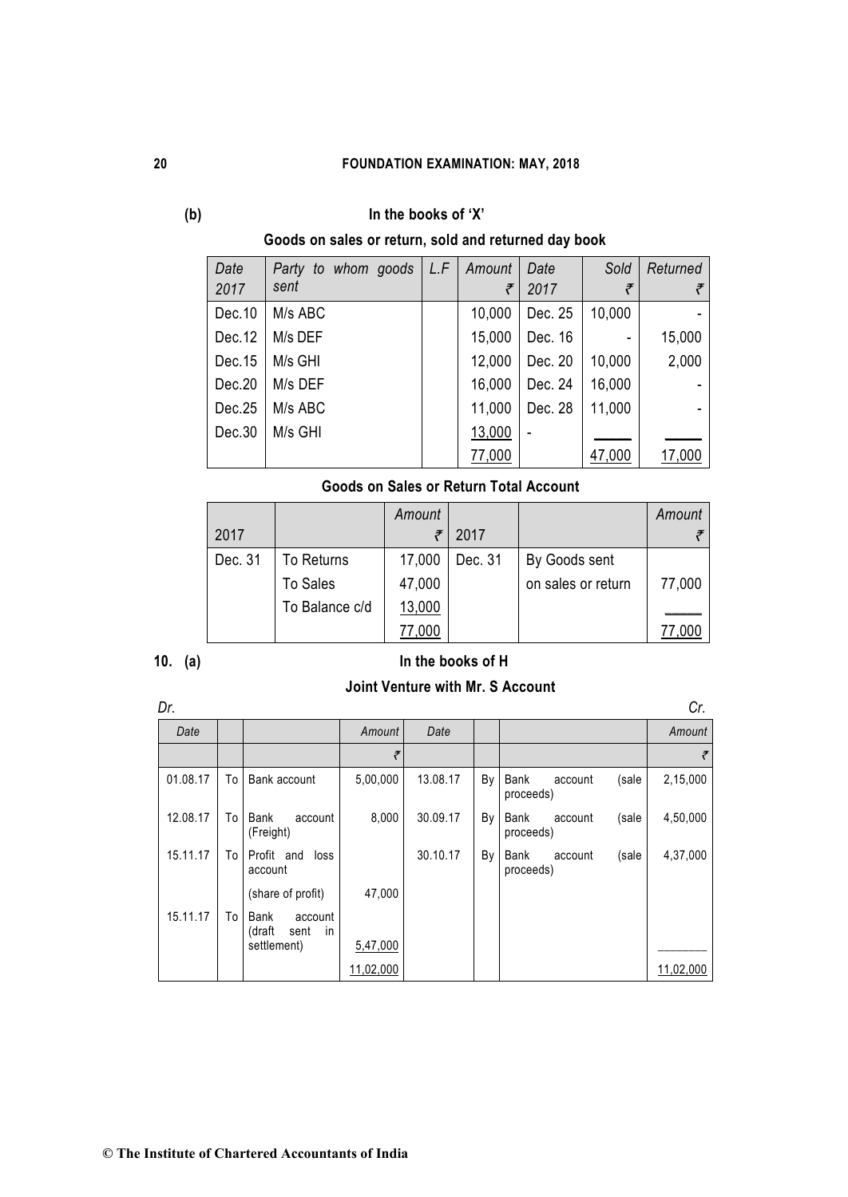**(b)**

### In the books of 'X'

**Goods on sales or return, sold and returned day book**

| Date 2017 | Party to whom goods sent | L.F | Amount ₹ | Date 2017 | Sold ₹ | Returned ₹ |
|---|---|---|---|---|---|---|
| Dec.10 | M/s ABC | | 10,000 | Dec. 25 | 10,000 | - |
| Dec.12 | M/s DEF | | 15,000 | Dec. 16 | - | 15,000 |
| Dec.15 | M/s GHI | | 12,000 | Dec. 20 | 10,000 | 2,000 |
| Dec.20 | M/s DEF | | 16,000 | Dec. 24 | 16,000 | - |
| Dec.25 | M/s ABC | | 11,000 | Dec. 28 | 11,000 | - |
| Dec.30 | M/s GHI | | 13,000 | - | | |
| | | | 77,000 | | 47,000 | 17,000 |

**Goods on Sales or Return Total Account**

| 2017 | | Amount ₹ | 2017 | | Amount ₹ |
|---|---|---|---|---|---|
| Dec. 31 | To Returns | 17,000 | Dec. 31 | By Goods sent | |
| | To Sales | 47,000 | | on sales or return | 77,000 |
| | To Balance c/d | 13,000 | | | |
| | | 77,000 | | | 77,000 |

**10. (a)**

### In the books of H

**Joint Venture with Mr. S Account**

*Dr.* *Cr.*

| Date | | | Amount ₹ | Date | | | Amount ₹ |
|---|---|---|---|---|---|---|---|
| 01.08.17 | To | Bank account | 5,00,000 | 13.08.17 | By | Bank account (sale proceeds) | 2,15,000 |
| 12.08.17 | To | Bank account (Freight) | 8,000 | 30.09.17 | By | Bank account (sale proceeds) | 4,50,000 |
| 15.11.17 | To | Profit and loss account (share of profit) | 47,000 | 30.10.17 | By | Bank account (sale proceeds) | 4,37,000 |
| 15.11.17 | To | Bank account (draft sent in settlement) | 5,47,000 | | | | |
| | | | 11,02,000 | | | | 11,02,000 |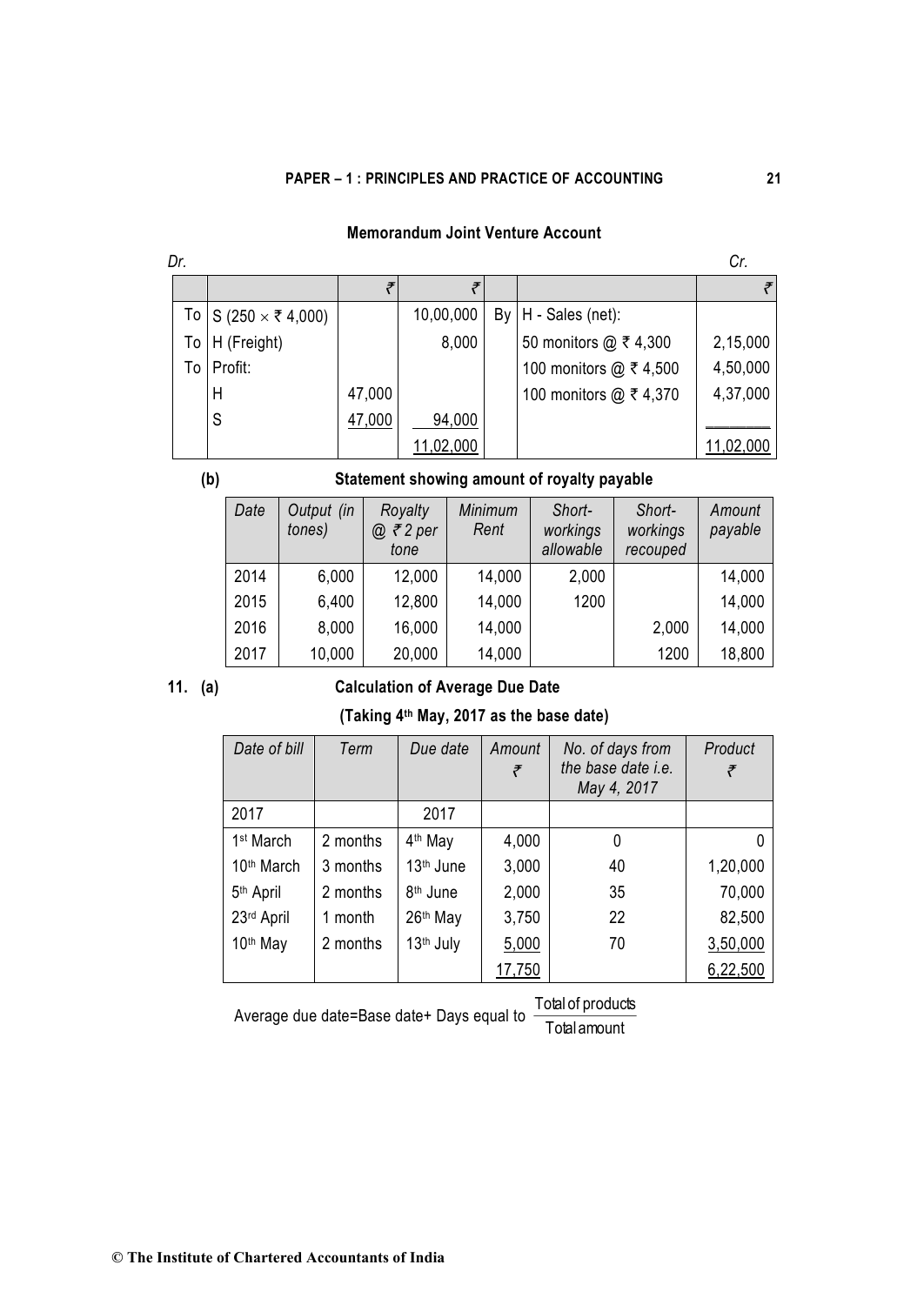**Memorandum Joint Venture Account**

| Dr. | | | | | | Cr. |
|---|---|---|---|---|---|---|
| | | ₹ | ₹ | | | ₹ |
| To | S (250 × ₹ 4,000) | | 10,00,000 | By | H - Sales (net): | |
| To | H (Freight) | | 8,000 | | 50 monitors @ ₹ 4,300 | 2,15,000 |
| To | Profit: | | | | 100 monitors @ ₹ 4,500 | 4,50,000 |
| | H | 47,000 | | | 100 monitors @ ₹ 4,370 | 4,37,000 |
| | S | 47,000 | 94,000 | | | |
| | | | 11,02,000 | | | 11,02,000 |

**(b) Statement showing amount of royalty payable**

| Date | Output (in tones) | Royalty @ ₹ 2 per tone | Minimum Rent | Short-workings allowable | Short-workings recouped | Amount payable |
|---|---|---|---|---|---|---|
| 2014 | 6,000 | 12,000 | 14,000 | 2,000 | | 14,000 |
| 2015 | 6,400 | 12,800 | 14,000 | 1200 | | 14,000 |
| 2016 | 8,000 | 16,000 | 14,000 | | 2,000 | 14,000 |
| 2017 | 10,000 | 20,000 | 14,000 | | 1200 | 18,800 |

**11. (a) Calculation of Average Due Date**

**(Taking 4th May, 2017 as the base date)**

| Date of bill | Term | Due date | Amount ₹ | No. of days from the base date i.e. May 4, 2017 | Product ₹ |
|---|---|---|---|---|---|
| 2017 | | 2017 | | | |
| 1st March | 2 months | 4th May | 4,000 | 0 | 0 |
| 10th March | 3 months | 13th June | 3,000 | 40 | 1,20,000 |
| 5th April | 2 months | 8th June | 2,000 | 35 | 70,000 |
| 23rd April | 1 month | 26th May | 3,750 | 22 | 82,500 |
| 10th May | 2 months | 13th July | 5,000 | 70 | 3,50,000 |
| | | | 17,750 | | 6,22,500 |

Average due date=Base date+ Days equal to $\frac{\text{Total of products}}{\text{Total amount}}$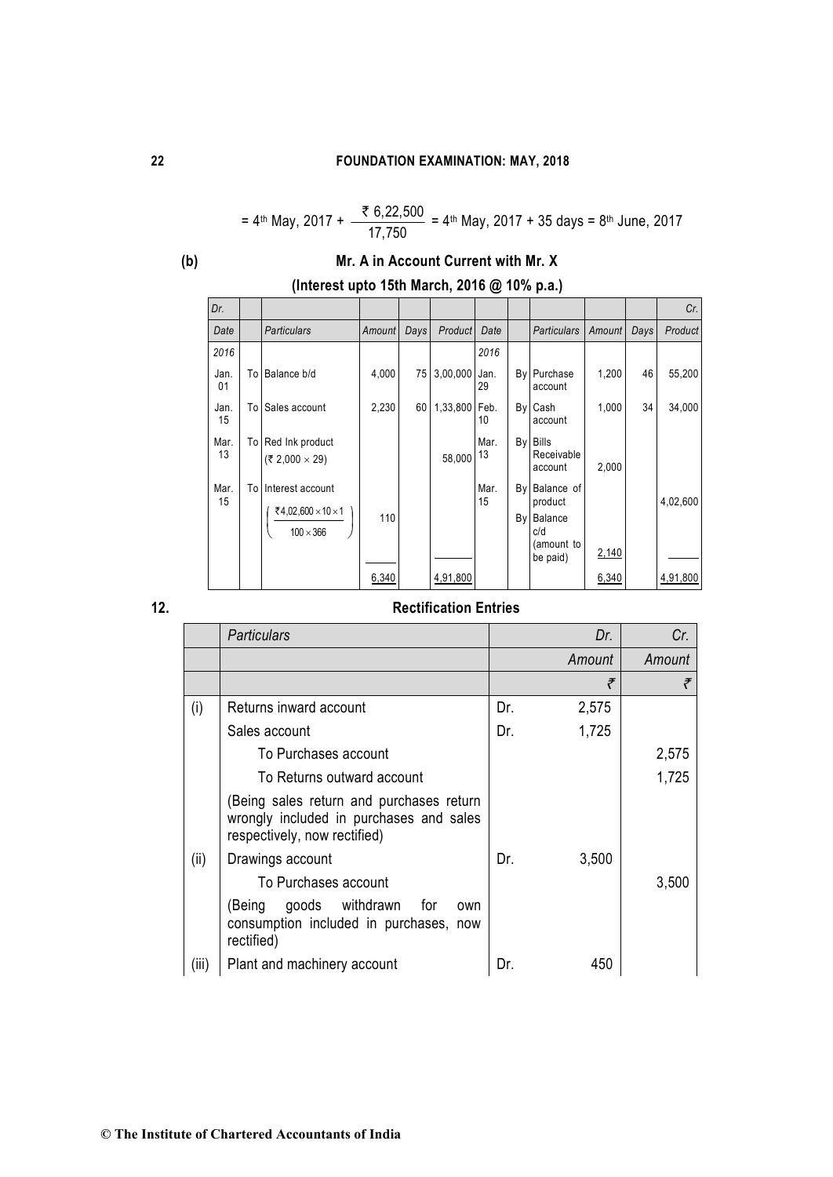$$= 4^{th} \text{ May, } 2017 + \frac{₹\ 6,22,500}{17,750} = 4^{th} \text{ May, } 2017 + 35 \text{ days} = 8^{th} \text{ June, } 2017$$

**(b)**

### Mr. A in Account Current with Mr. X

### (Interest upto 15th March, 2016 @ 10% p.a.)

| Dr. | | | | | | | | | | | Cr. |
|---|---|---|---|---|---|---|---|---|---|---|---|
| *Date* | | *Particulars* | *Amount* | *Days* | *Product* | *Date* | | *Particulars* | *Amount* | *Days* | *Product* |
| *2016* | | | | | | *2016* | | | | | |
| Jan. 01 | To | Balance b/d | 4,000 | 75 | 3,00,000 | Jan. 29 | By | Purchase account | 1,200 | 46 | 55,200 |
| Jan. 15 | To | Sales account | 2,230 | 60 | 1,33,800 | Feb. 10 | By | Cash account | 1,000 | 34 | 34,000 |
| Mar. 13 | To | Red Ink product (₹ 2,000 × 29) | | | 58,000 | Mar. 13 | By | Bills Receivable account | 2,000 | | |
| Mar. 15 | To | Interest account $\left(\frac{₹4,02,600 \times 10 \times 1}{100 \times 366}\right)$ | 110 | | | Mar. 15 | By | Balance of product | | | 4,02,600 |
| | | | | | | | By | Balance c/d (amount to be paid) | 2,140 | | |
| | | | 6,340 | | 4,91,800 | | | | 6,340 | | 4,91,800 |

**12.**

### Rectification Entries

| | *Particulars* | | *Dr.* | *Cr.* |
|---|---|---|---|---|
| | | | *Amount* | *Amount* |
| | | | ₹ | ₹ |
| (i) | Returns inward account | Dr. | 2,575 | |
| | Sales account | Dr. | 1,725 | |
| | To Purchases account | | | 2,575 |
| | To Returns outward account | | | 1,725 |
| | (Being sales return and purchases return wrongly included in purchases and sales respectively, now rectified) | | | |
| (ii) | Drawings account | Dr. | 3,500 | |
| | To Purchases account | | | 3,500 |
| | (Being goods withdrawn for own consumption included in purchases, now rectified) | | | |
| (iii) | Plant and machinery account | Dr. | 450 | |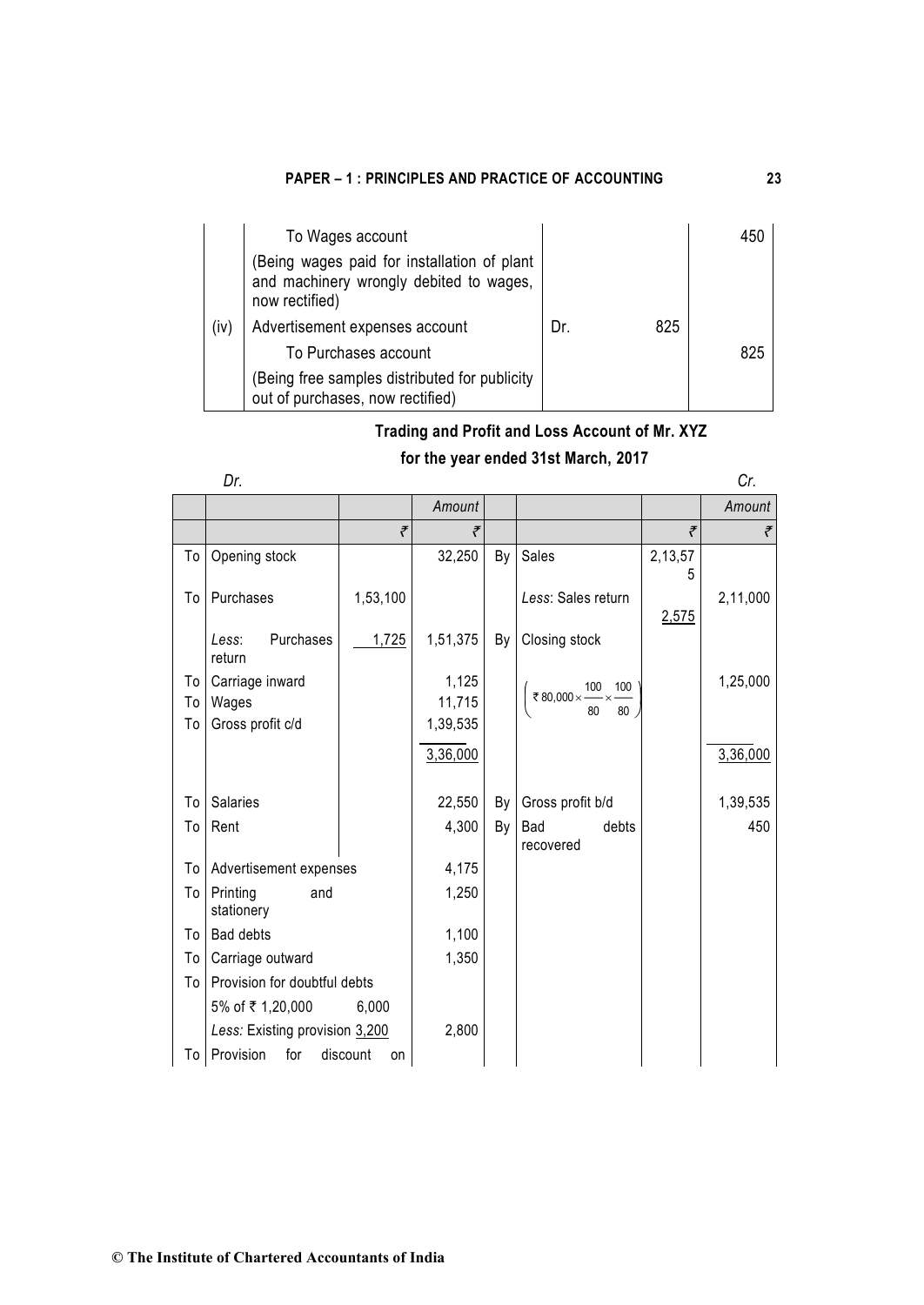|  |  |  |  |  |
|---|---|---|---|---|
|  | To Wages account |  |  | 450 |
|  | (Being wages paid for installation of plant and machinery wrongly debited to wages, now rectified) |  |  |  |
| (iv) | Advertisement expenses account | Dr. | 825 |  |
|  | To Purchases account |  |  | 825 |
|  | (Being free samples distributed for publicity out of purchases, now rectified) |  |  |  |

### Trading and Profit and Loss Account of Mr. XYZ

### for the year ended 31st March, 2017

*Dr.* *Cr.*

|  |  |  | *Amount* |  |  |  | *Amount* |
|---|---|---|---|---|---|---|---|
|  |  | ₹ | ₹ |  |  | ₹ | ₹ |
| To | Opening stock |  | 32,250 | By | Sales | 2,13,575 |  |
| To | Purchases | 1,53,100 |  |  | *Less*: Sales return | 2,575 | 2,11,000 |
|  | *Less*: Purchases return | 1,725 | 1,51,375 | By | Closing stock |  |  |
| To | Carriage inward |  | 1,125 |  | $\left(₹\,80{,}000 \times \frac{100}{80} \times \frac{100}{80}\right)$ |  | 1,25,000 |
| To | Wages |  | 11,715 |  |  |  |  |
| To | Gross profit c/d |  | 1,39,535 |  |  |  |  |
|  |  |  | 3,36,000 |  |  |  | 3,36,000 |
| To | Salaries |  | 22,550 | By | Gross profit b/d |  | 1,39,535 |
| To | Rent |  | 4,300 | By | Bad debts recovered |  | 450 |
| To | Advertisement expenses |  | 4,175 |  |  |  |  |
| To | Printing and stationery |  | 1,250 |  |  |  |  |
| To | Bad debts |  | 1,100 |  |  |  |  |
| To | Carriage outward |  | 1,350 |  |  |  |  |
| To | Provision for doubtful debts |  |  |  |  |  |  |
|  | 5% of ₹ 1,20,000 | 6,000 |  |  |  |  |  |
|  | *Less:* Existing provision | 3,200 | 2,800 |  |  |  |  |
| To | Provision for discount on |  |  |  |  |  |  |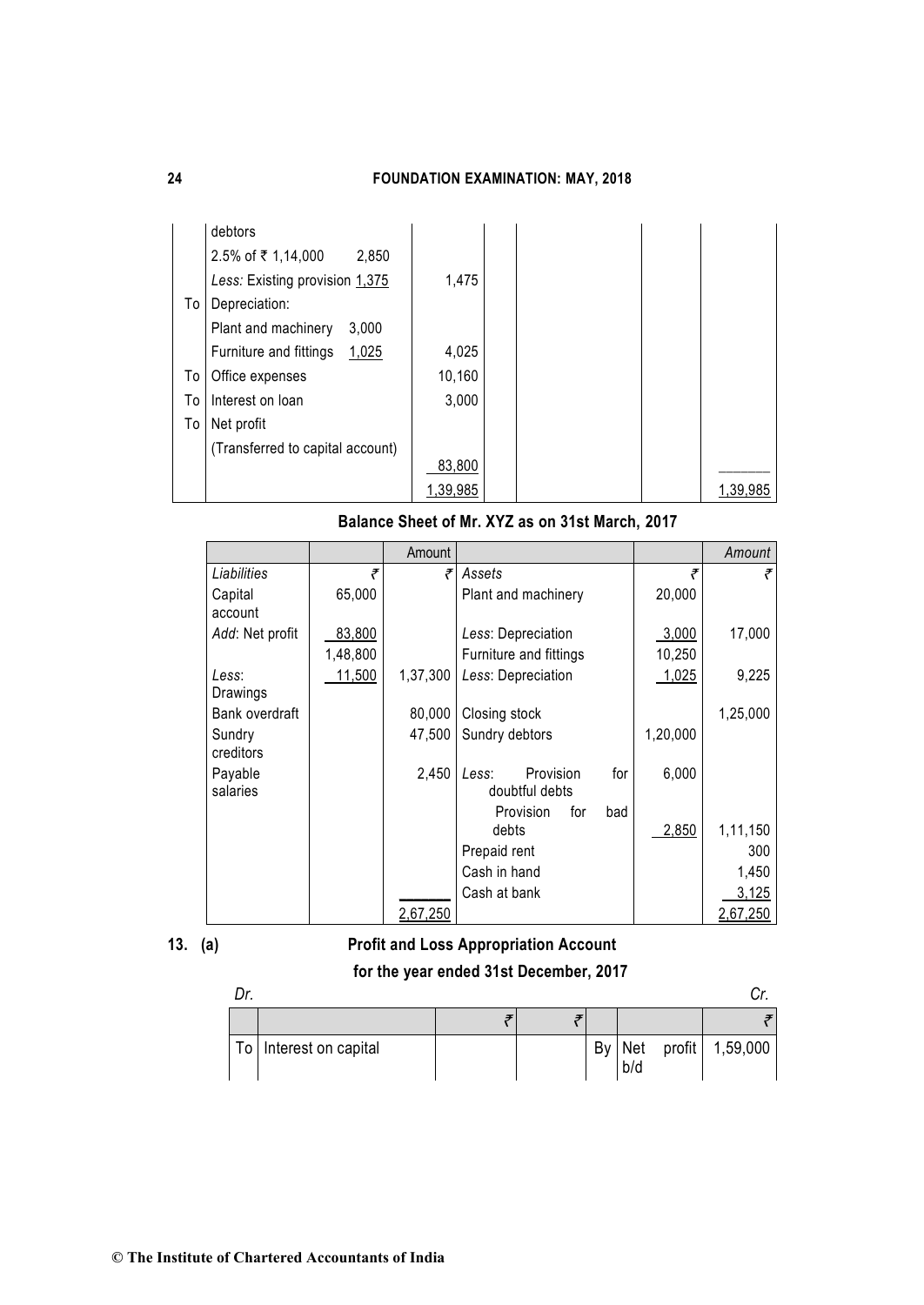| | | ₹ | | | ₹ |
|---|---|---|---|---|---|
| | debtors | | | | |
| | 2.5% of ₹ 1,14,000 &nbsp;&nbsp; 2,850 | | | | |
| | *Less:* Existing provision 1,375 | 1,475 | | | |
| To | Depreciation: | | | | |
| | Plant and machinery &nbsp;&nbsp; 3,000 | | | | |
| | Furniture and fittings &nbsp;&nbsp; 1,025 | 4,025 | | | |
| To | Office expenses | 10,160 | | | |
| To | Interest on loan | 3,000 | | | |
| To | Net profit | | | | |
| | (Transferred to capital account) | 83,800 | | | |
| | | 1,39,985 | | | 1,39,985 |

**Balance Sheet of Mr. XYZ as on 31st March, 2017**

| | | Amount | | | *Amount* |
|---|---|---|---|---|---|
| *Liabilities* | ₹ | ₹ | *Assets* | ₹ | ₹ |
| Capital account | 65,000 | | Plant and machinery | 20,000 | |
| *Add*: Net profit | 83,800 | | *Less*: Depreciation | 3,000 | 17,000 |
| | 1,48,800 | | Furniture and fittings | 10,250 | |
| *Less*: Drawings | 11,500 | 1,37,300 | *Less*: Depreciation | 1,025 | 9,225 |
| Bank overdraft | | 80,000 | Closing stock | | 1,25,000 |
| Sundry creditors | | 47,500 | Sundry debtors | 1,20,000 | |
| Payable salaries | | 2,450 | *Less*: Provision for doubtful debts | 6,000 | |
| | | | Provision for bad debts | 2,850 | 1,11,150 |
| | | | Prepaid rent | | 300 |
| | | | Cash in hand | | 1,450 |
| | | | Cash at bank | | 3,125 |
| | | 2,67,250 | | | 2,67,250 |

**13. (a)**

**Profit and Loss Appropriation Account**

**for the year ended 31st December, 2017**

*Dr.* &nbsp;&nbsp;&nbsp;&nbsp;&nbsp;&nbsp;&nbsp;&nbsp;&nbsp;&nbsp;&nbsp;&nbsp;&nbsp;&nbsp;&nbsp;&nbsp;&nbsp;&nbsp;&nbsp;&nbsp;&nbsp;&nbsp;&nbsp;&nbsp;&nbsp;&nbsp;&nbsp;&nbsp;&nbsp;&nbsp; *Cr.*

| | | ₹ | ₹ | | | ₹ |
|---|---|---|---|---|---|---|
| To | Interest on capital | | | By | Net profit b/d | 1,59,000 |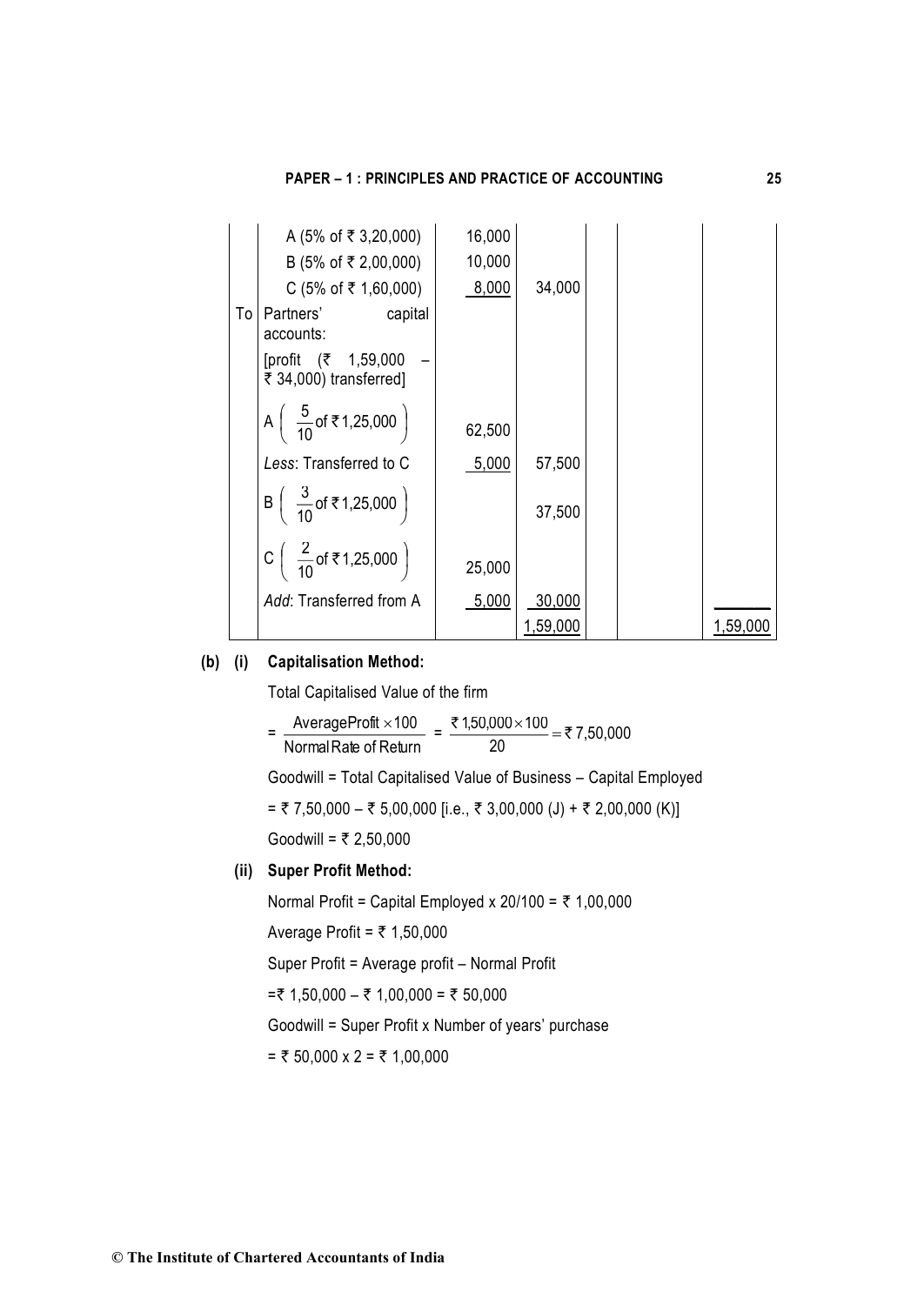| | | | | | | |
|---|---|---|---|---|---|---|
| | A (5% of ₹ 3,20,000) | 16,000 | | | | |
| | B (5% of ₹ 2,00,000) | 10,000 | | | | |
| | C (5% of ₹ 1,60,000) | 8,000 | 34,000 | | | |
| To | Partners' capital accounts: | | | | | |
| | [profit (₹ 1,59,000 – ₹ 34,000) transferred] | | | | | |
| | A $\left(\frac{5}{10} \text{ of ₹}1,25,000\right)$ | 62,500 | | | | |
| | *Less*: Transferred to C | 5,000 | 57,500 | | | |
| | B $\left(\frac{3}{10} \text{ of ₹}1,25,000\right)$ | | 37,500 | | | |
| | C $\left(\frac{2}{10} \text{ of ₹}1,25,000\right)$ | 25,000 | | | | |
| | *Add*: Transferred from A | 5,000 | 30,000 | | | |
| | | | 1,59,000 | | | 1,59,000 |

**(b) (i) Capitalisation Method:**

Total Capitalised Value of the firm

$= \frac{\text{Average Profit} \times 100}{\text{Normal Rate of Return}} = \frac{\text{₹ }1,50,000 \times 100}{20} = \text{₹ }7,50,000$

Goodwill = Total Capitalised Value of Business – Capital Employed

= ₹ 7,50,000 – ₹ 5,00,000 [i.e., ₹ 3,00,000 (J) + ₹ 2,00,000 (K)]

Goodwill = ₹ 2,50,000

**(ii) Super Profit Method:**

Normal Profit = Capital Employed x 20/100 = ₹ 1,00,000

Average Profit = ₹ 1,50,000

Super Profit = Average profit – Normal Profit

=₹ 1,50,000 – ₹ 1,00,000 = ₹ 50,000

Goodwill = Super Profit x Number of years' purchase

= ₹ 50,000 x 2 = ₹ 1,00,000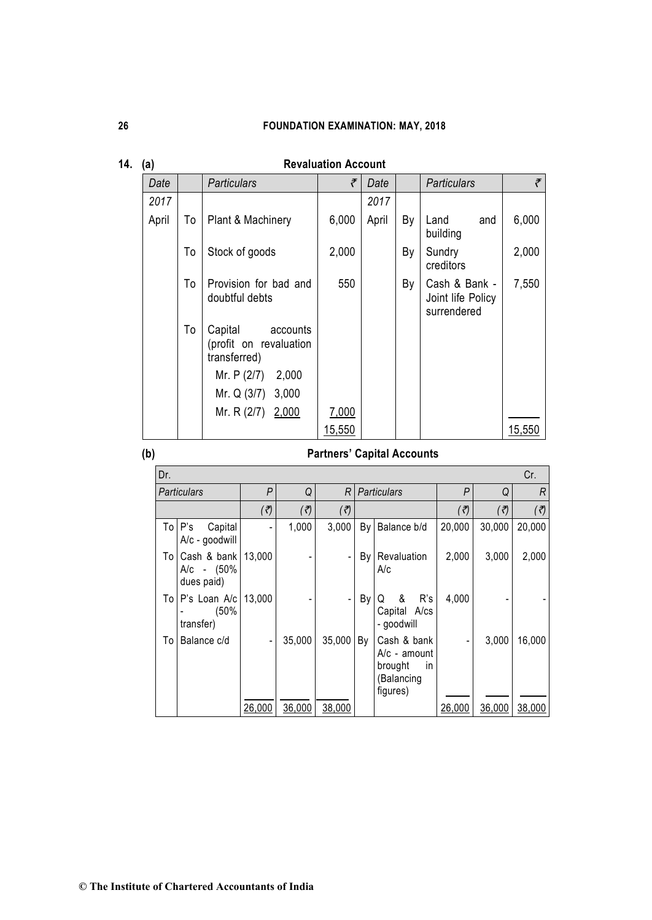**14. (a) Revaluation Account**

| Date | | Particulars | ₹ | Date | | Particulars | ₹ |
|---|---|---|---|---|---|---|---|
| 2017 | | | | 2017 | | | |
| April | To | Plant & Machinery | 6,000 | April | By | Land and building | 6,000 |
| | To | Stock of goods | 2,000 | | By | Sundry creditors | 2,000 |
| | To | Provision for bad and doubtful debts | 550 | | By | Cash & Bank - Joint life Policy surrendered | 7,550 |
| | To | Capital accounts (profit on revaluation transferred) | | | | | |
| | | Mr. P (2/7) 2,000 | | | | | |
| | | Mr. Q (3/7) 3,000 | | | | | |
| | | Mr. R (2/7) 2,000 | 7,000 | | | | |
| | | | 15,550 | | | | 15,550 |

**(b) Partners' Capital Accounts**

| Dr. | | | | | | | | | Cr. |
|---|---|---|---|---|---|---|---|---|---|
| | Particulars | P | Q | R | | Particulars | P | Q | R |
| | | (₹) | (₹) | (₹) | | | (₹) | (₹) | (₹) |
| To | P's Capital A/c - goodwill | - | 1,000 | 3,000 | By | Balance b/d | 20,000 | 30,000 | 20,000 |
| To | Cash & bank A/c - (50% dues paid) | 13,000 | - | - | By | Revaluation A/c | 2,000 | 3,000 | 2,000 |
| To | P's Loan A/c - (50% transfer) | 13,000 | - | - | By | Q & R's Capital A/cs - goodwill | 4,000 | - | - |
| To | Balance c/d | - | 35,000 | 35,000 | By | Cash & bank A/c - amount brought in (Balancing figures) | - | 3,000 | 16,000 |
| | | 26,000 | 36,000 | 38,000 | | | 26,000 | 36,000 | 38,000 |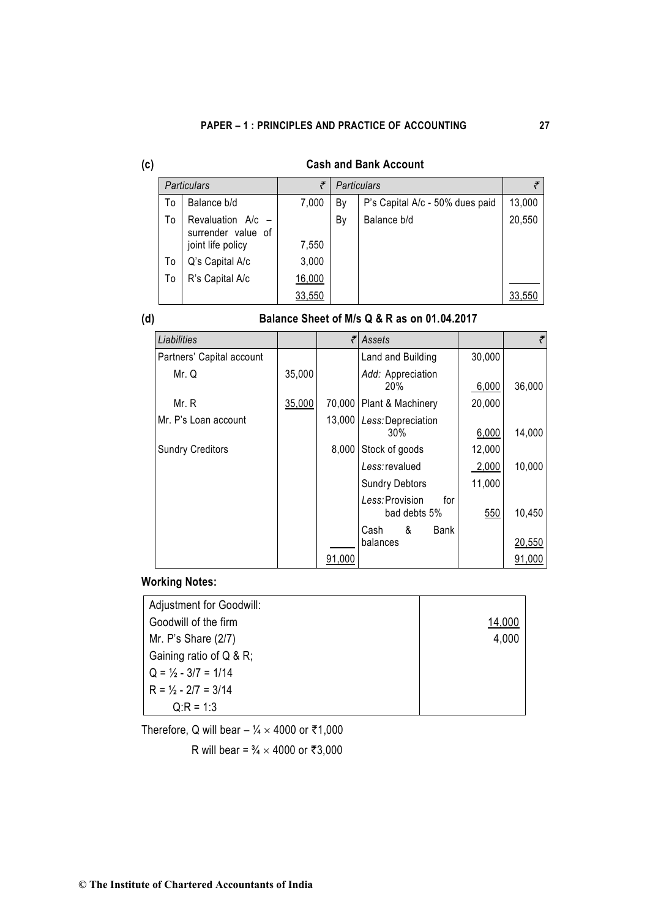**(c)** **Cash and Bank Account**

| | *Particulars* | ₹ | | *Particulars* | ₹ |
|---|---|---|---|---|---|
| To | Balance b/d | 7,000 | By | P's Capital A/c - 50% dues paid | 13,000 |
| To | Revaluation A/c – surrender value of joint life policy | 7,550 | By | Balance b/d | 20,550 |
| To | Q's Capital A/c | 3,000 | | | |
| To | R's Capital A/c | 16,000 | | | |
| | | 33,550 | | | 33,550 |

**(d)** **Balance Sheet of M/s Q & R as on 01.04.2017**

| *Liabilities* | | ₹ | *Assets* | | ₹ |
|---|---|---|---|---|---|
| Partners' Capital account | | | Land and Building | 30,000 | |
| Mr. Q | 35,000 | | *Add:* Appreciation 20% | 6,000 | 36,000 |
| Mr. R | 35,000 | 70,000 | Plant & Machinery | 20,000 | |
| Mr. P's Loan account | | 13,000 | *Less:* Depreciation 30% | 6,000 | 14,000 |
| Sundry Creditors | | 8,000 | Stock of goods | 12,000 | |
| | | | *Less:* revalued | 2,000 | 10,000 |
| | | | Sundry Debtors | 11,000 | |
| | | | *Less:* Provision for bad debts 5% | 550 | 10,450 |
| | | | Cash & Bank balances | | 20,550 |
| | | 91,000 | | | 91,000 |

**Working Notes:**

| Adjustment for Goodwill: | |
|---|---|
| Goodwill of the firm | 14,000 |
| Mr. P's Share (2/7) | 4,000 |
| Gaining ratio of Q & R; | |
| Q = ½ - 3/7 = 1/14 | |
| R = ½ - 2/7 = 3/14 | |
| Q:R = 1:3 | |

Therefore, Q will bear – ¼ × 4000 or ₹1,000

R will bear = ¾ × 4000 or ₹3,000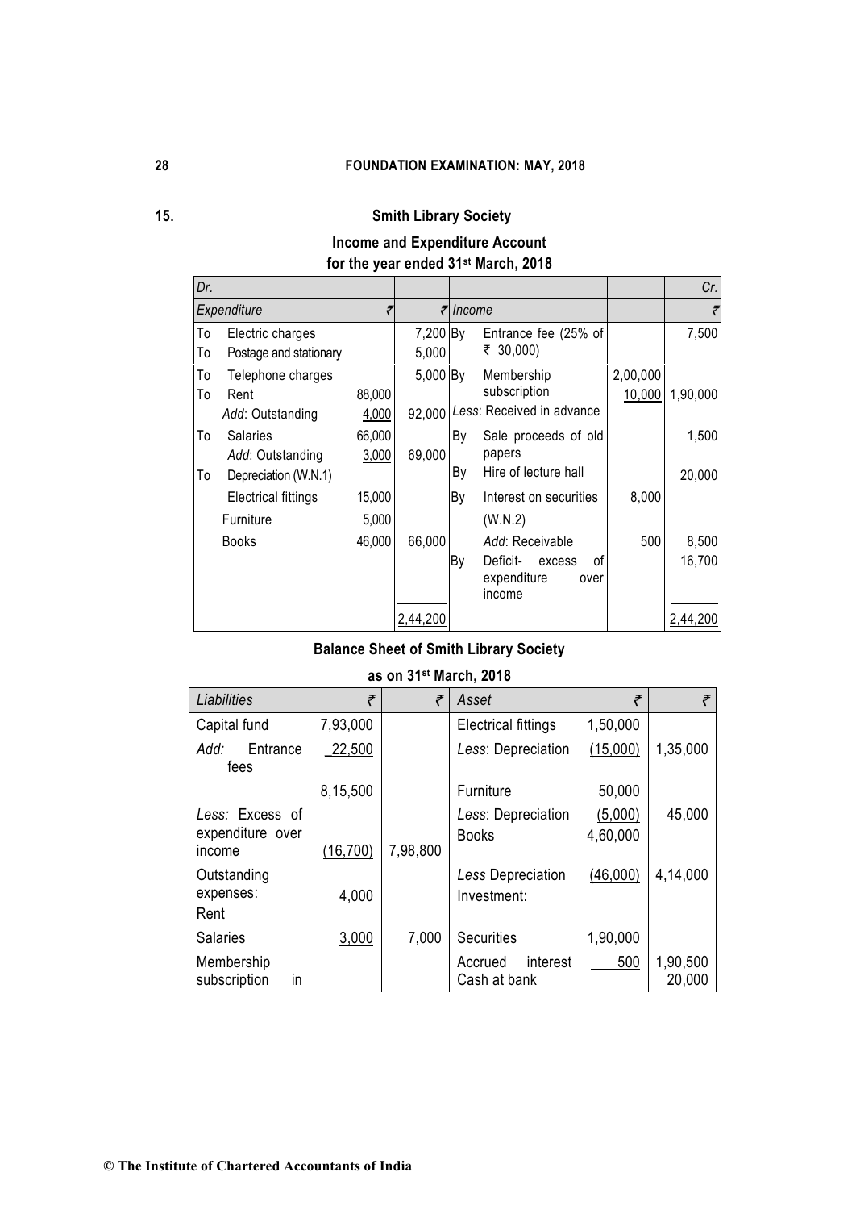15.

## Smith Library Society

### Income and Expenditure Account
### for the year ended 31st March, 2018

| Dr. | | | | | | Cr. |
|---|---|---|---|---|---|---|
| *Expenditure* | ₹ | ₹ | *Income* | | | ₹ |
| To Electric charges | | 7,200 | By | Entrance fee (25% of ₹ 30,000) | | 7,500 |
| To Postage and stationary | | 5,000 | | | | |
| To Telephone charges | | 5,000 | By | Membership subscription | 2,00,000 | |
| To Rent | 88,000 | | | *Less*: Received in advance | 10,000 | 1,90,000 |
| *Add*: Outstanding | 4,000 | 92,000 | | | | |
| To Salaries | 66,000 | | By | Sale proceeds of old papers | | 1,500 |
| *Add*: Outstanding | 3,000 | 69,000 | | | | |
| To Depreciation (W.N.1) | | | By | Hire of lecture hall | | 20,000 |
| Electrical fittings | 15,000 | | By | Interest on securities (W.N.2) | 8,000 | |
| Furniture | 5,000 | | | | | |
| Books | 46,000 | 66,000 | | *Add*: Receivable | 500 | 8,500 |
| | | | By | Deficit- excess of expenditure over income | | 16,700 |
| | | 2,44,200 | | | | 2,44,200 |

### Balance Sheet of Smith Library Society
### as on 31st March, 2018

| *Liabilities* | ₹ | ₹ | *Asset* | ₹ | ₹ |
|---|---|---|---|---|---|
| Capital fund | 7,93,000 | | Electrical fittings | 1,50,000 | |
| *Add:* Entrance fees | 22,500 | | *Less*: Depreciation | (15,000) | 1,35,000 |
| | 8,15,500 | | Furniture | 50,000 | |
| *Less:* Excess of expenditure over income | (16,700) | 7,98,800 | *Less*: Depreciation | (5,000) | 45,000 |
| | | | Books | 4,60,000 | |
| Outstanding expenses: Rent | 4,000 | | *Less* Depreciation | (46,000) | 4,14,000 |
| | | | Investment: | | |
| Salaries | 3,000 | 7,000 | Securities | 1,90,000 | |
| Membership subscription in | | | Accrued interest | 500 | 1,90,500 |
| | | | Cash at bank | | 20,000 |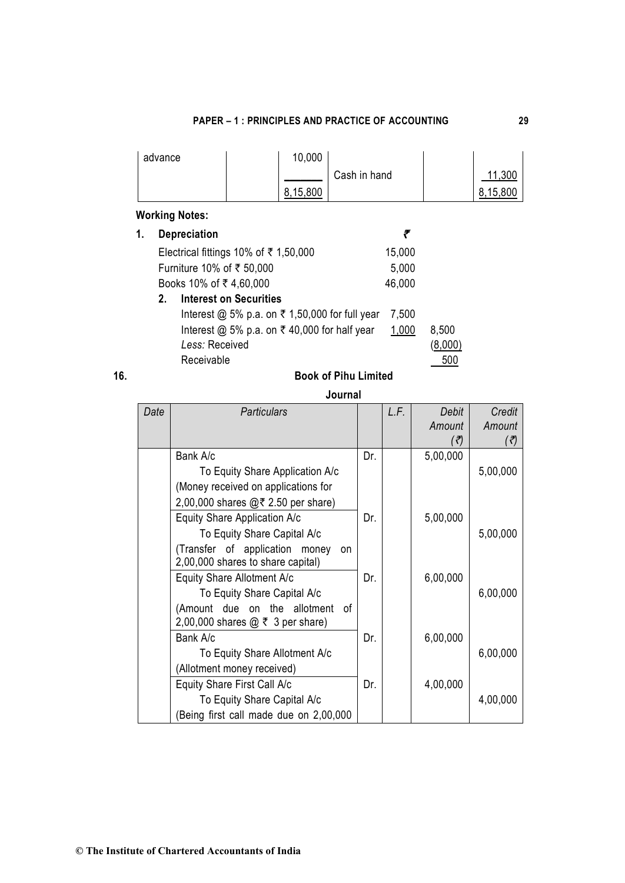| advance | | 10,000 | | | |
|---|---|---|---|---|---|
| | | | Cash in hand | | 11,300 |
| | | 8,15,800 | | | 8,15,800 |

**Working Notes:**

1. **Depreciation**

| | ₹ | |
|---|---|---|
| Electrical fittings 10% of ₹ 1,50,000 | 15,000 | |
| Furniture 10% of ₹ 50,000 | 5,000 | |
| Books 10% of ₹ 4,60,000 | 46,000 | |

2. **Interest on Securities**

| | | |
|---|---|---|
| Interest @ 5% p.a. on ₹ 1,50,000 for full year | 7,500 | |
| Interest @ 5% p.a. on ₹ 40,000 for half year | 1,000 | 8,500 |
| *Less:* Received | | (8,000) |
| Receivable | | 500 |

16. **Book of Pihu Limited**

**Journal**

| *Date* | *Particulars* | | *L.F.* | *Debit Amount (₹)* | *Credit Amount (₹)* |
|---|---|---|---|---|---|
| | Bank A/c | Dr. | | 5,00,000 | |
| | To Equity Share Application A/c | | | | 5,00,000 |
| | (Money received on applications for 2,00,000 shares @₹ 2.50 per share) | | | | |
| | Equity Share Application A/c | Dr. | | 5,00,000 | |
| | To Equity Share Capital A/c | | | | 5,00,000 |
| | (Transfer of application money on 2,00,000 shares to share capital) | | | | |
| | Equity Share Allotment A/c | Dr. | | 6,00,000 | |
| | To Equity Share Capital A/c | | | | 6,00,000 |
| | (Amount due on the allotment of 2,00,000 shares @ ₹ 3 per share) | | | | |
| | Bank A/c | Dr. | | 6,00,000 | |
| | To Equity Share Allotment A/c | | | | 6,00,000 |
| | (Allotment money received) | | | | |
| | Equity Share First Call A/c | Dr. | | 4,00,000 | |
| | To Equity Share Capital A/c | | | | 4,00,000 |
| | (Being first call made due on 2,00,000 | | | | |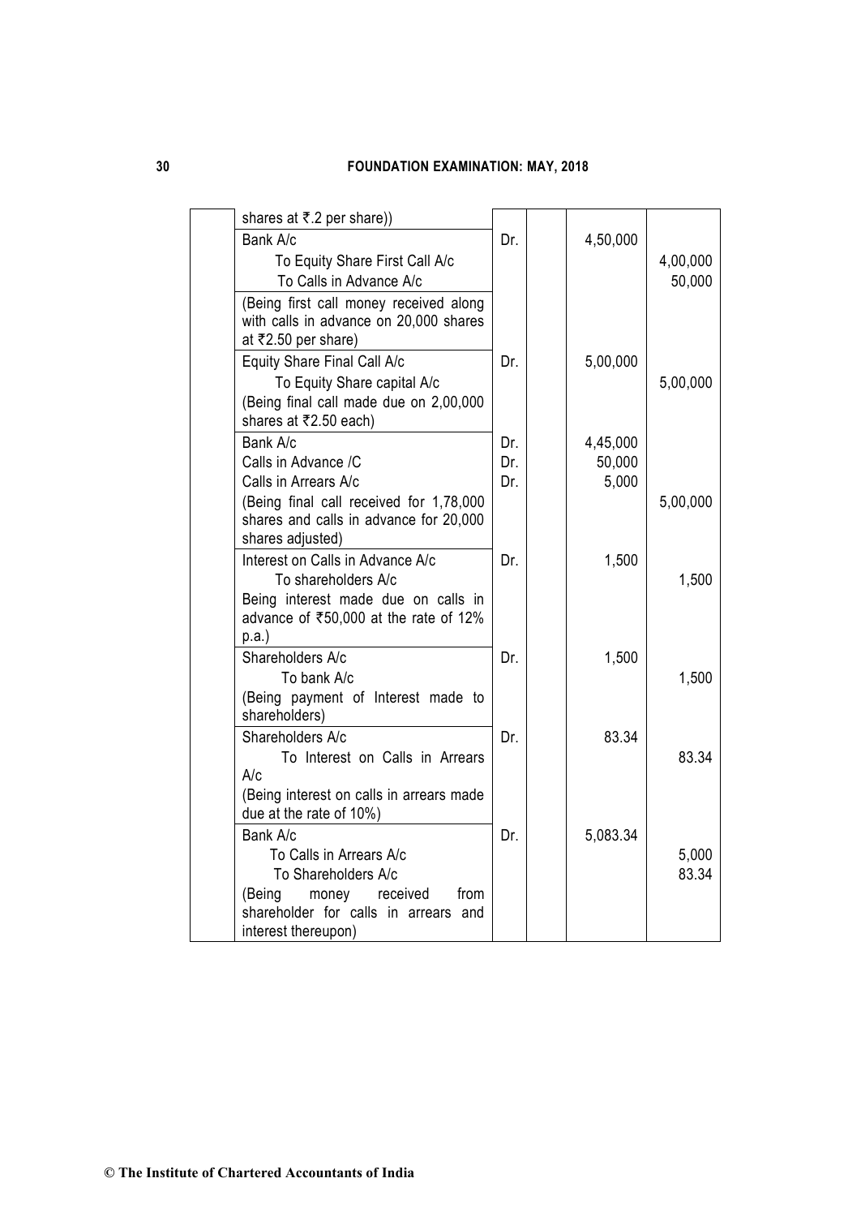| | | | | | |
|---|---|---|---|---|---|
| | shares at ₹.2 per share)) | | | | |
| | Bank A/c | Dr. | | 4,50,000 | |
| | To Equity Share First Call A/c | | | | 4,00,000 |
| | To Calls in Advance A/c | | | | 50,000 |
| | (Being first call money received along with calls in advance on 20,000 shares at ₹2.50 per share) | | | | |
| | Equity Share Final Call A/c | Dr. | | 5,00,000 | |
| | To Equity Share capital A/c | | | | 5,00,000 |
| | (Being final call made due on 2,00,000 shares at ₹2.50 each) | | | | |
| | Bank A/c | Dr. | | 4,45,000 | |
| | Calls in Advance /C | Dr. | | 50,000 | |
| | Calls in Arrears A/c | Dr. | | 5,000 | |
| | (Being final call received for 1,78,000 shares and calls in advance for 20,000 shares adjusted) | | | | 5,00,000 |
| | Interest on Calls in Advance A/c | Dr. | | 1,500 | |
| | To shareholders A/c | | | | 1,500 |
| | Being interest made due on calls in advance of ₹50,000 at the rate of 12% p.a.) | | | | |
| | Shareholders A/c | Dr. | | 1,500 | |
| | To bank A/c | | | | 1,500 |
| | (Being payment of Interest made to shareholders) | | | | |
| | Shareholders A/c | Dr. | | 83.34 | |
| | To Interest on Calls in Arrears A/c | | | | 83.34 |
| | (Being interest on calls in arrears made due at the rate of 10%) | | | | |
| | Bank A/c | Dr. | | 5,083.34 | |
| | To Calls in Arrears A/c | | | | 5,000 |
| | To Shareholders A/c | | | | 83.34 |
| | (Being money received from shareholder for calls in arrears and interest thereupon) | | | | |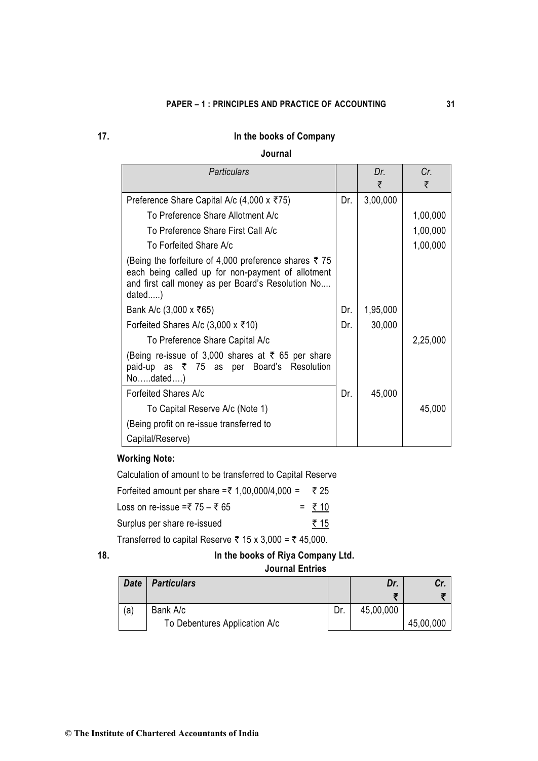**17.**

### In the books of Company

### Journal

| *Particulars* | | Dr. ₹ | Cr. ₹ |
|---|---|---|---|
| Preference Share Capital A/c (4,000 x ₹75) | Dr. | 3,00,000 | |
| To Preference Share Allotment A/c | | | 1,00,000 |
| To Preference Share First Call A/c | | | 1,00,000 |
| To Forfeited Share A/c | | | 1,00,000 |
| (Being the forfeiture of 4,000 preference shares ₹ 75 each being called up for non-payment of allotment and first call money as per Board's Resolution No.... dated.....) | | | |
| Bank A/c (3,000 x ₹65) | Dr. | 1,95,000 | |
| Forfeited Shares A/c (3,000 x ₹10) | Dr. | 30,000 | |
| To Preference Share Capital A/c | | | 2,25,000 |
| (Being re-issue of 3,000 shares at ₹ 65 per share paid-up as ₹ 75 as per Board's Resolution No.....dated....) | | | |
| Forfeited Shares A/c | Dr. | 45,000 | |
| To Capital Reserve A/c (Note 1) | | | 45,000 |
| (Being profit on re-issue transferred to Capital/Reserve) | | | |

**Working Note:**

Calculation of amount to be transferred to Capital Reserve

Forfeited amount per share =₹ 1,00,000/4,000 = ₹ 25

Loss on re-issue =₹ 75 – ₹ 65 = ₹ 10

Surplus per share re-issued ₹ 15

Transferred to capital Reserve ₹ 15 x 3,000 = ₹ 45,000.

**18.**

### In the books of Riya Company Ltd.

### Journal Entries

| *Date* | *Particulars* | | Dr. ₹ | Cr. ₹ |
|---|---|---|---|---|
| (a) | Bank A/c | Dr. | 45,00,000 | |
| | To Debentures Application A/c | | | 45,00,000 |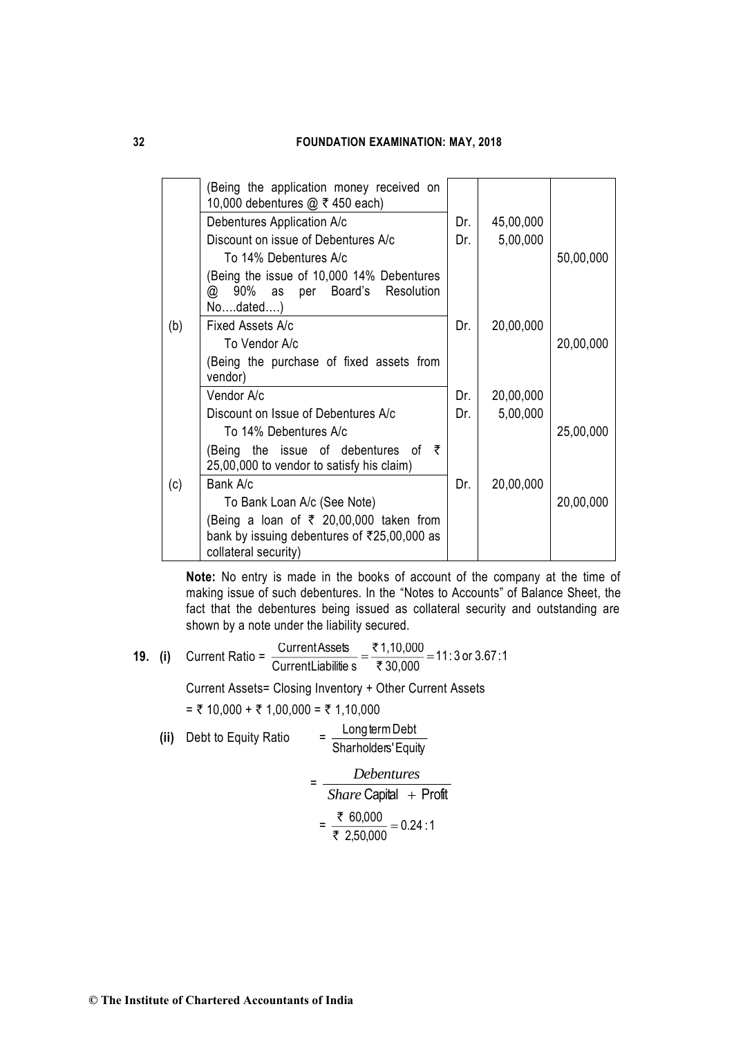| | | | | |
|---|---|---|---|---|
| | (Being the application money received on 10,000 debentures @ ₹ 450 each) | | | |
| | Debentures Application A/c | Dr. | 45,00,000 | |
| | Discount on issue of Debentures A/c | Dr. | 5,00,000 | |
| | To 14% Debentures A/c | | | 50,00,000 |
| | (Being the issue of 10,000 14% Debentures @ 90% as per Board's Resolution No….dated….) | | | |
| (b) | Fixed Assets A/c | Dr. | 20,00,000 | |
| | To Vendor A/c | | | 20,00,000 |
| | (Being the purchase of fixed assets from vendor) | | | |
| | Vendor A/c | Dr. | 20,00,000 | |
| | Discount on Issue of Debentures A/c | Dr. | 5,00,000 | |
| | To 14% Debentures A/c | | | 25,00,000 |
| | (Being the issue of debentures of ₹ 25,00,000 to vendor to satisfy his claim) | | | |
| (c) | Bank A/c | Dr. | 20,00,000 | |
| | To Bank Loan A/c (See Note) | | | 20,00,000 |
| | (Being a loan of ₹ 20,00,000 taken from bank by issuing debentures of ₹25,00,000 as collateral security) | | | |

**Note:** No entry is made in the books of account of the company at the time of making issue of such debentures. In the "Notes to Accounts" of Balance Sheet, the fact that the debentures being issued as collateral security and outstanding are shown by a note under the liability secured.

**19. (i)** Current Ratio = $\frac{\text{Current Assets}}{\text{Current Liabilities}} = \frac{₹\,1,10,000}{₹\,30,000} = 11:3 \text{ or } 3.67:1$

Current Assets= Closing Inventory + Other Current Assets

= ₹ 10,000 + ₹ 1,00,000 = ₹ 1,10,000

**(ii)** Debt to Equity Ratio $= \frac{\text{Long term Debt}}{\text{Sharholders' Equity}}$

$$= \frac{Debentures}{Share\ \text{Capital} + \text{Profit}}$$

$$= \frac{₹\ 60,000}{₹\ 2,50,000} = 0.24:1$$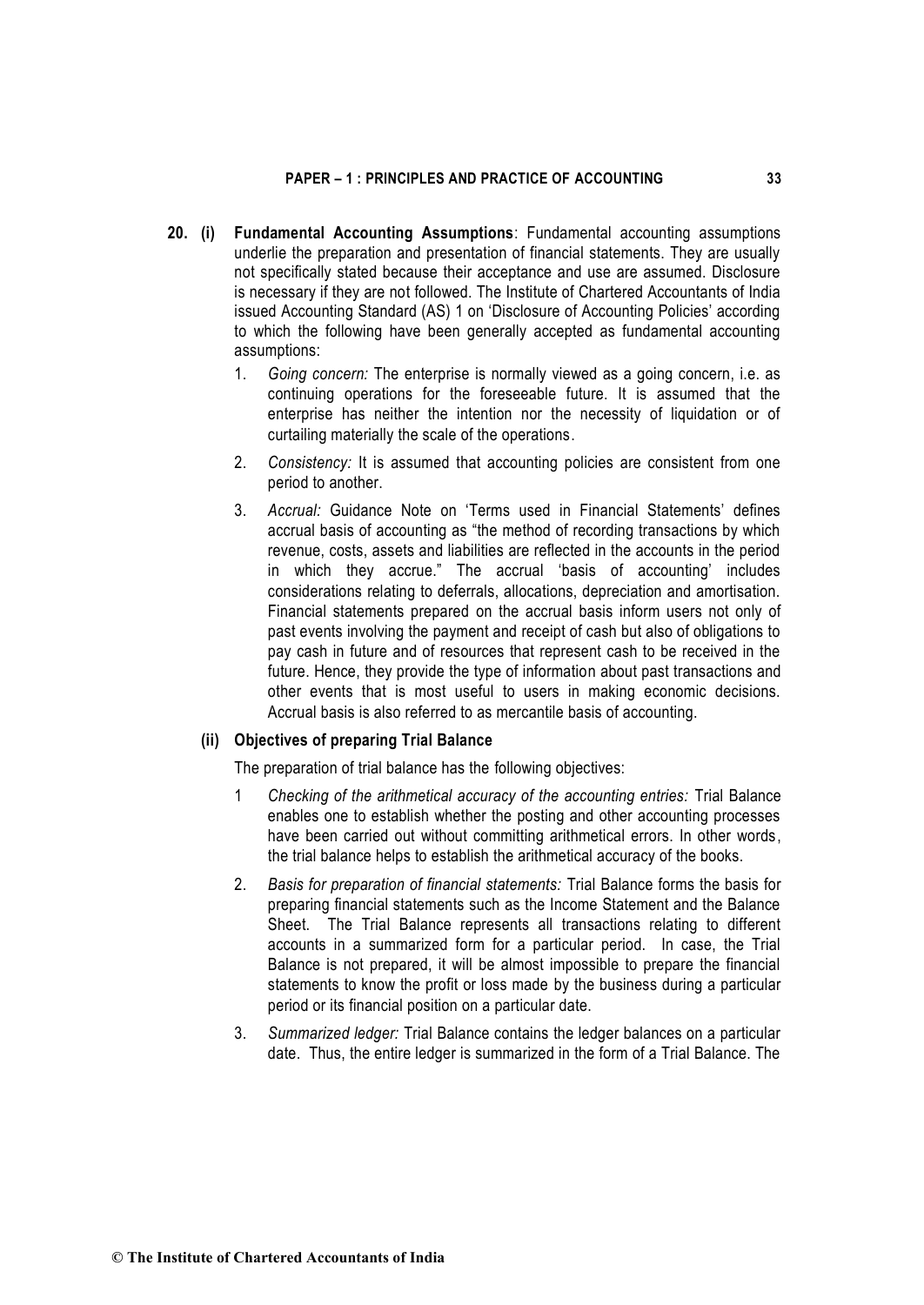**20. (i) Fundamental Accounting Assumptions**: Fundamental accounting assumptions underlie the preparation and presentation of financial statements. They are usually not specifically stated because their acceptance and use are assumed. Disclosure is necessary if they are not followed. The Institute of Chartered Accountants of India issued Accounting Standard (AS) 1 on 'Disclosure of Accounting Policies' according to which the following have been generally accepted as fundamental accounting assumptions:

1. *Going concern:* The enterprise is normally viewed as a going concern, i.e. as continuing operations for the foreseeable future. It is assumed that the enterprise has neither the intention nor the necessity of liquidation or of curtailing materially the scale of the operations.

2. *Consistency:* It is assumed that accounting policies are consistent from one period to another.

3. *Accrual:* Guidance Note on 'Terms used in Financial Statements' defines accrual basis of accounting as "the method of recording transactions by which revenue, costs, assets and liabilities are reflected in the accounts in the period in which they accrue." The accrual 'basis of accounting' includes considerations relating to deferrals, allocations, depreciation and amortisation. Financial statements prepared on the accrual basis inform users not only of past events involving the payment and receipt of cash but also of obligations to pay cash in future and of resources that represent cash to be received in the future. Hence, they provide the type of information about past transactions and other events that is most useful to users in making economic decisions. Accrual basis is also referred to as mercantile basis of accounting.

**(ii) Objectives of preparing Trial Balance**

The preparation of trial balance has the following objectives:

1 *Checking of the arithmetical accuracy of the accounting entries:* Trial Balance enables one to establish whether the posting and other accounting processes have been carried out without committing arithmetical errors. In other words, the trial balance helps to establish the arithmetical accuracy of the books.

2. *Basis for preparation of financial statements:* Trial Balance forms the basis for preparing financial statements such as the Income Statement and the Balance Sheet. The Trial Balance represents all transactions relating to different accounts in a summarized form for a particular period. In case, the Trial Balance is not prepared, it will be almost impossible to prepare the financial statements to know the profit or loss made by the business during a particular period or its financial position on a particular date.

3. *Summarized ledger:* Trial Balance contains the ledger balances on a particular date. Thus, the entire ledger is summarized in the form of a Trial Balance. The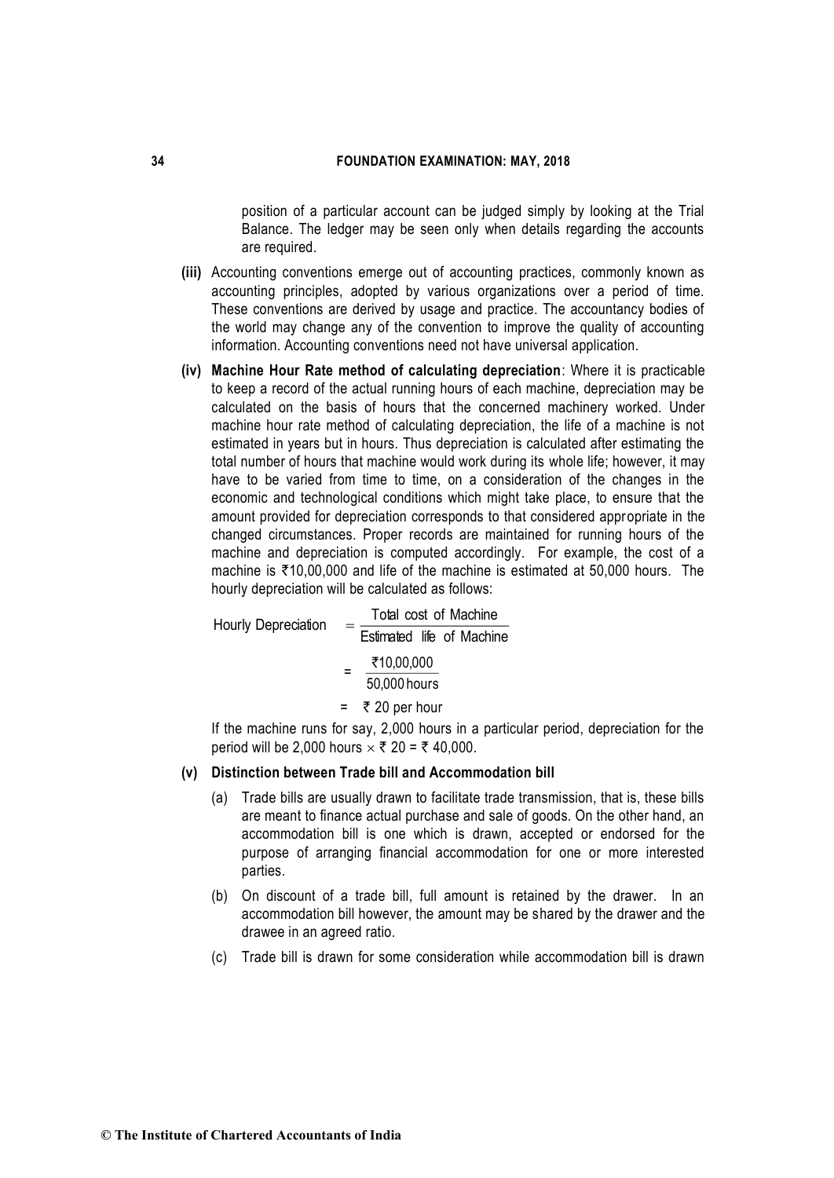position of a particular account can be judged simply by looking at the Trial Balance. The ledger may be seen only when details regarding the accounts are required.

**(iii)** Accounting conventions emerge out of accounting practices, commonly known as accounting principles, adopted by various organizations over a period of time. These conventions are derived by usage and practice. The accountancy bodies of the world may change any of the convention to improve the quality of accounting information. Accounting conventions need not have universal application.

**(iv)** **Machine Hour Rate method of calculating depreciation**: Where it is practicable to keep a record of the actual running hours of each machine, depreciation may be calculated on the basis of hours that the concerned machinery worked. Under machine hour rate method of calculating depreciation, the life of a machine is not estimated in years but in hours. Thus depreciation is calculated after estimating the total number of hours that machine would work during its whole life; however, it may have to be varied from time to time, on a consideration of the changes in the economic and technological conditions which might take place, to ensure that the amount provided for depreciation corresponds to that considered appropriate in the changed circumstances. Proper records are maintained for running hours of the machine and depreciation is computed accordingly. For example, the cost of a machine is ₹10,00,000 and life of the machine is estimated at 50,000 hours. The hourly depreciation will be calculated as follows:

$$\text{Hourly Depreciation} = \frac{\text{Total cost of Machine}}{\text{Estimated life of Machine}}$$

$$= \frac{₹10,00,000}{50,000 \text{ hours}}$$

$$= ₹\ 20 \text{ per hour}$$

If the machine runs for say, 2,000 hours in a particular period, depreciation for the period will be 2,000 hours $\times$ ₹ 20 = ₹ 40,000.

**(v)** **Distinction between Trade bill and Accommodation bill**

(a) Trade bills are usually drawn to facilitate trade transmission, that is, these bills are meant to finance actual purchase and sale of goods. On the other hand, an accommodation bill is one which is drawn, accepted or endorsed for the purpose of arranging financial accommodation for one or more interested parties.

(b) On discount of a trade bill, full amount is retained by the drawer. In an accommodation bill however, the amount may be shared by the drawer and the drawee in an agreed ratio.

(c) Trade bill is drawn for some consideration while accommodation bill is drawn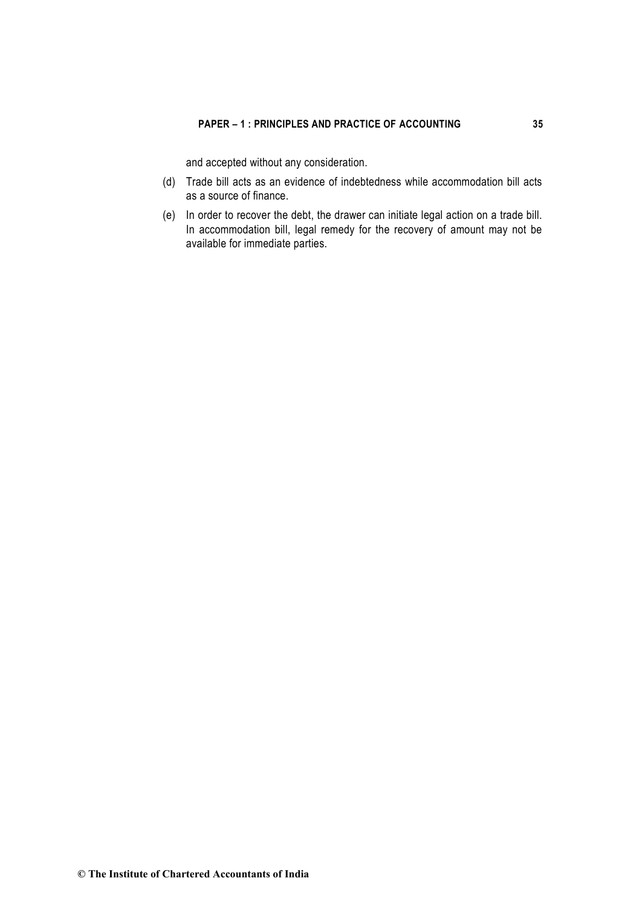and accepted without any consideration.

(d) Trade bill acts as an evidence of indebtedness while accommodation bill acts as a source of finance.

(e) In order to recover the debt, the drawer can initiate legal action on a trade bill. In accommodation bill, legal remedy for the recovery of amount may not be available for immediate parties.